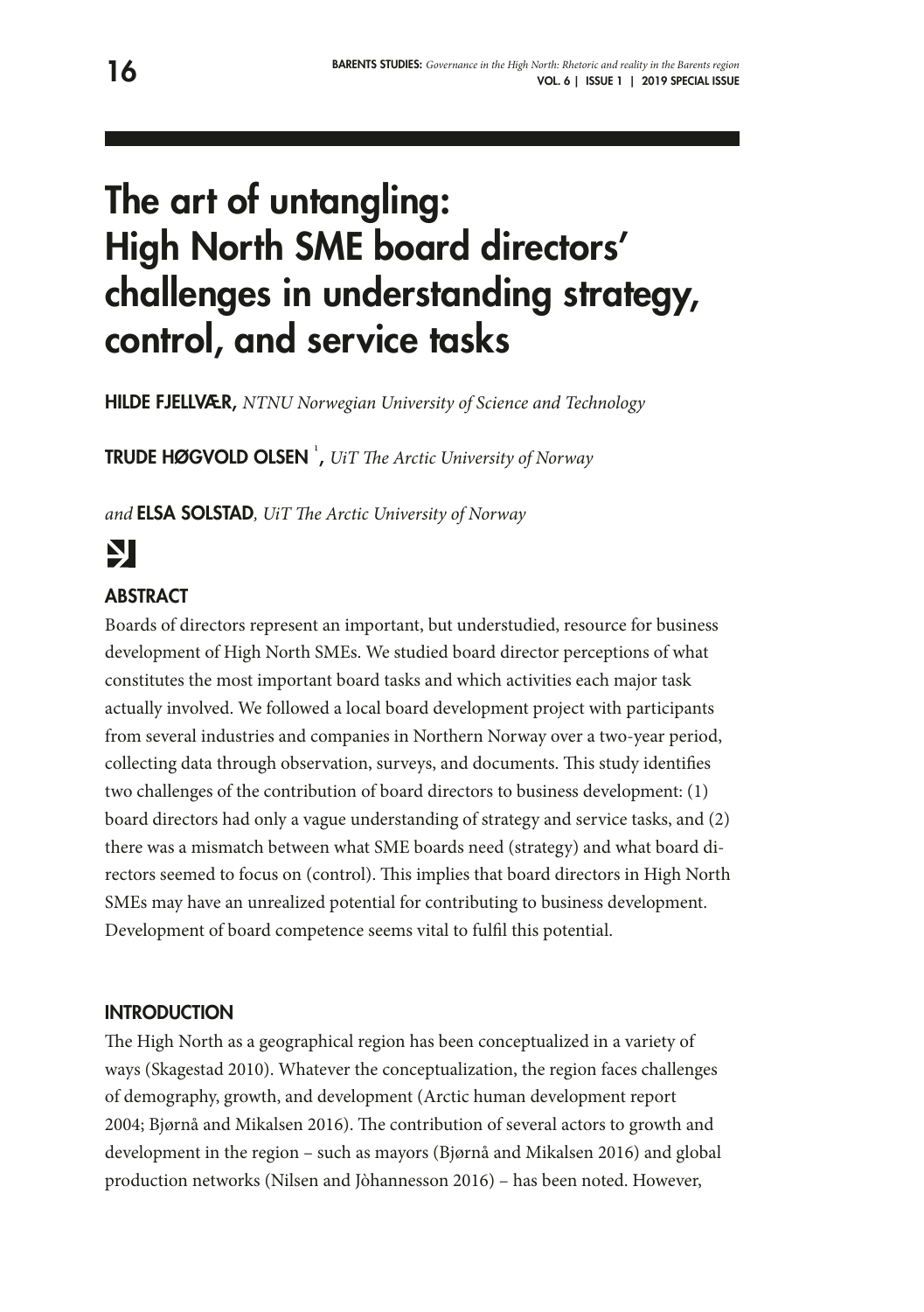# The art of untangling: High North SME board directors' challenges in understanding strategy, control, and service tasks

**HILDE FJELLVÆR,** *NTNU Norwegian University of Science and Technology*

**TRUDE HØGVOLD OLSEN** [1], *UiT The Arctic University of Norway*

*and* **ELSA SOLSTAD**, *UiT The Arctic University of Norway*

## ABSTRACT

Boards of directors represent an important, but understudied, resource for business development of High North SMEs. We studied board director perceptions of what constitutes the most important board tasks and which activities each major task actually involved. We followed a local board development project with participants from several industries and companies in Northern Norway over a two-year period, collecting data through observation, surveys, and documents. This study identifies two challenges of the contribution of board directors to business development: (1) board directors had only a vague understanding of strategy and service tasks, and (2) there was a mismatch between what SME boards need (strategy) and what board directors seemed to focus on (control). This implies that board directors in High North SMEs may have an unrealized potential for contributing to business development. Development of board competence seems vital to fulfil this potential.

## INTRODUCTION

The High North as a geographical region has been conceptualized in a variety of ways (Skagestad 2010). Whatever the conceptualization, the region faces challenges of demography, growth, and development (Arctic human development report 2004; Bjørnå and Mikalsen 2016). The contribution of several actors to growth and development in the region – such as mayors (Bjørnå and Mikalsen 2016) and global production networks (Nilsen and Jòhannesson 2016) – has been noted. However,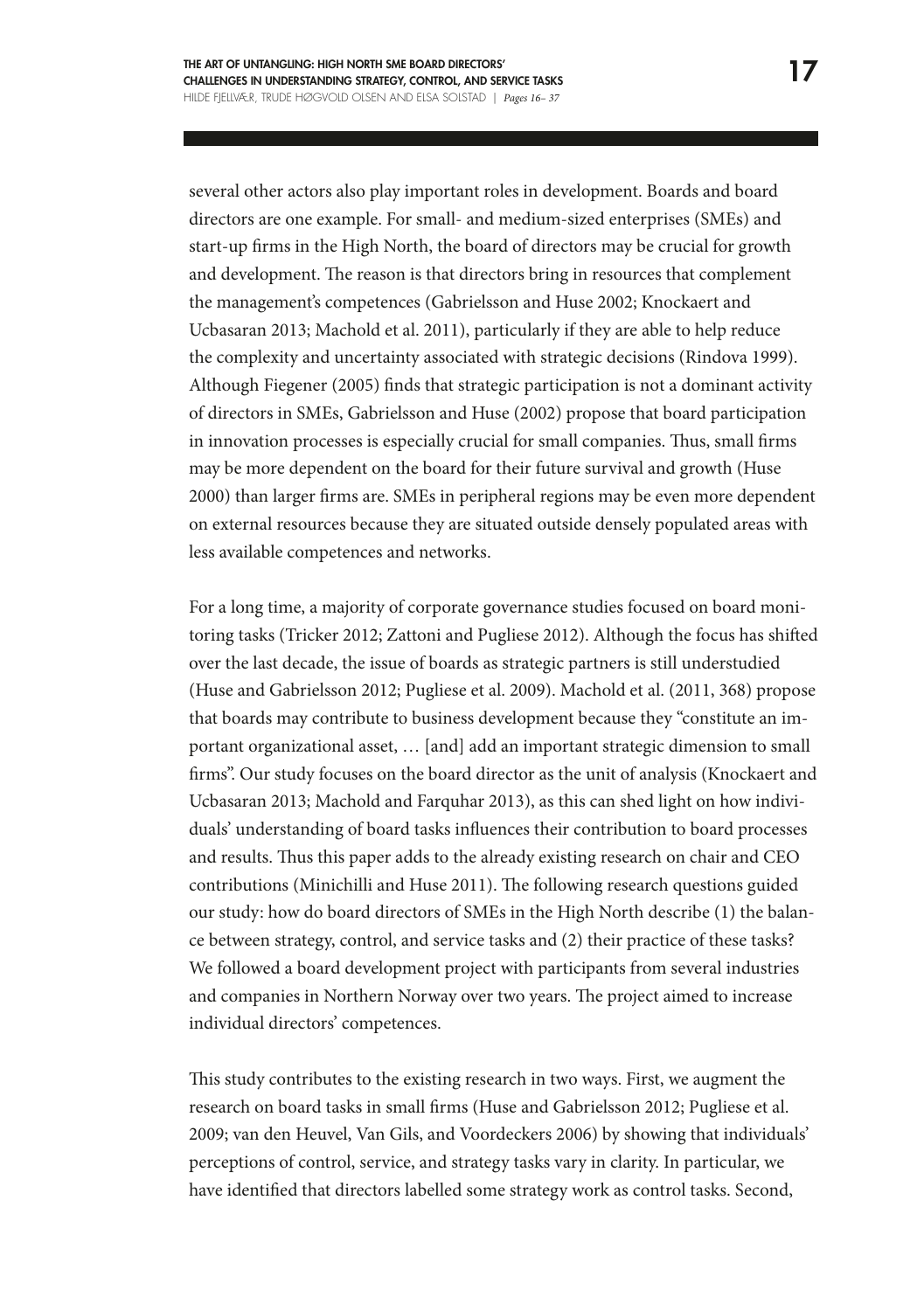several other actors also play important roles in development. Boards and board directors are one example. For small- and medium-sized enterprises (SMEs) and start-up firms in the High North, the board of directors may be crucial for growth and development. The reason is that directors bring in resources that complement the management's competences (Gabrielsson and Huse 2002; Knockaert and Ucbasaran 2013; Machold et al. 2011), particularly if they are able to help reduce the complexity and uncertainty associated with strategic decisions (Rindova 1999). Although Fiegener (2005) finds that strategic participation is not a dominant activity of directors in SMEs, Gabrielsson and Huse (2002) propose that board participation in innovation processes is especially crucial for small companies. Thus, small firms may be more dependent on the board for their future survival and growth (Huse 2000) than larger firms are. SMEs in peripheral regions may be even more dependent on external resources because they are situated outside densely populated areas with less available competences and networks.

For a long time, a majority of corporate governance studies focused on board monitoring tasks (Tricker 2012; Zattoni and Pugliese 2012). Although the focus has shifted over the last decade, the issue of boards as strategic partners is still understudied (Huse and Gabrielsson 2012; Pugliese et al. 2009). Machold et al. (2011, 368) propose that boards may contribute to business development because they "constitute an important organizational asset, … [and] add an important strategic dimension to small firms". Our study focuses on the board director as the unit of analysis (Knockaert and Ucbasaran 2013; Machold and Farquhar 2013), as this can shed light on how individuals' understanding of board tasks influences their contribution to board processes and results. Thus this paper adds to the already existing research on chair and CEO contributions (Minichilli and Huse 2011). The following research questions guided our study: how do board directors of SMEs in the High North describe (1) the balance between strategy, control, and service tasks and (2) their practice of these tasks? We followed a board development project with participants from several industries and companies in Northern Norway over two years. The project aimed to increase individual directors' competences.

This study contributes to the existing research in two ways. First, we augment the research on board tasks in small firms (Huse and Gabrielsson 2012; Pugliese et al. 2009; van den Heuvel, Van Gils, and Voordeckers 2006) by showing that individuals' perceptions of control, service, and strategy tasks vary in clarity. In particular, we have identified that directors labelled some strategy work as control tasks. Second,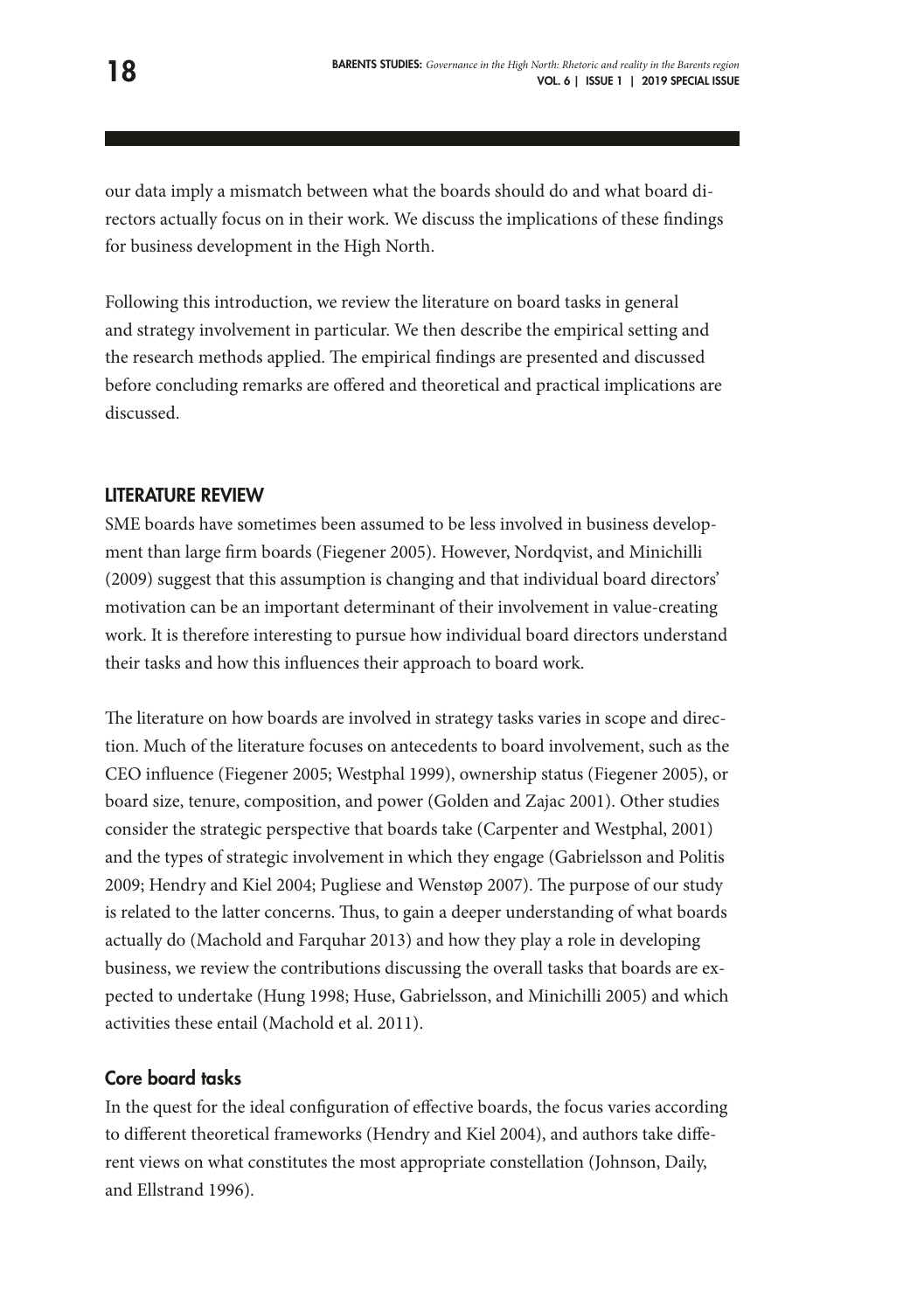our data imply a mismatch between what the boards should do and what board directors actually focus on in their work. We discuss the implications of these findings for business development in the High North.

Following this introduction, we review the literature on board tasks in general and strategy involvement in particular. We then describe the empirical setting and the research methods applied. The empirical findings are presented and discussed before concluding remarks are offered and theoretical and practical implications are discussed.

## LITERATURE REVIEW

SME boards have sometimes been assumed to be less involved in business development than large firm boards (Fiegener 2005). However, Nordqvist, and Minichilli (2009) suggest that this assumption is changing and that individual board directors' motivation can be an important determinant of their involvement in value-creating work. It is therefore interesting to pursue how individual board directors understand their tasks and how this influences their approach to board work.

The literature on how boards are involved in strategy tasks varies in scope and direction. Much of the literature focuses on antecedents to board involvement, such as the CEO influence (Fiegener 2005; Westphal 1999), ownership status (Fiegener 2005), or board size, tenure, composition, and power (Golden and Zajac 2001). Other studies consider the strategic perspective that boards take (Carpenter and Westphal, 2001) and the types of strategic involvement in which they engage (Gabrielsson and Politis 2009; Hendry and Kiel 2004; Pugliese and Wenstøp 2007). The purpose of our study is related to the latter concerns. Thus, to gain a deeper understanding of what boards actually do (Machold and Farquhar 2013) and how they play a role in developing business, we review the contributions discussing the overall tasks that boards are expected to undertake (Hung 1998; Huse, Gabrielsson, and Minichilli 2005) and which activities these entail (Machold et al. 2011).

### Core board tasks

In the quest for the ideal configuration of effective boards, the focus varies according to different theoretical frameworks (Hendry and Kiel 2004), and authors take different views on what constitutes the most appropriate constellation (Johnson, Daily, and Ellstrand 1996).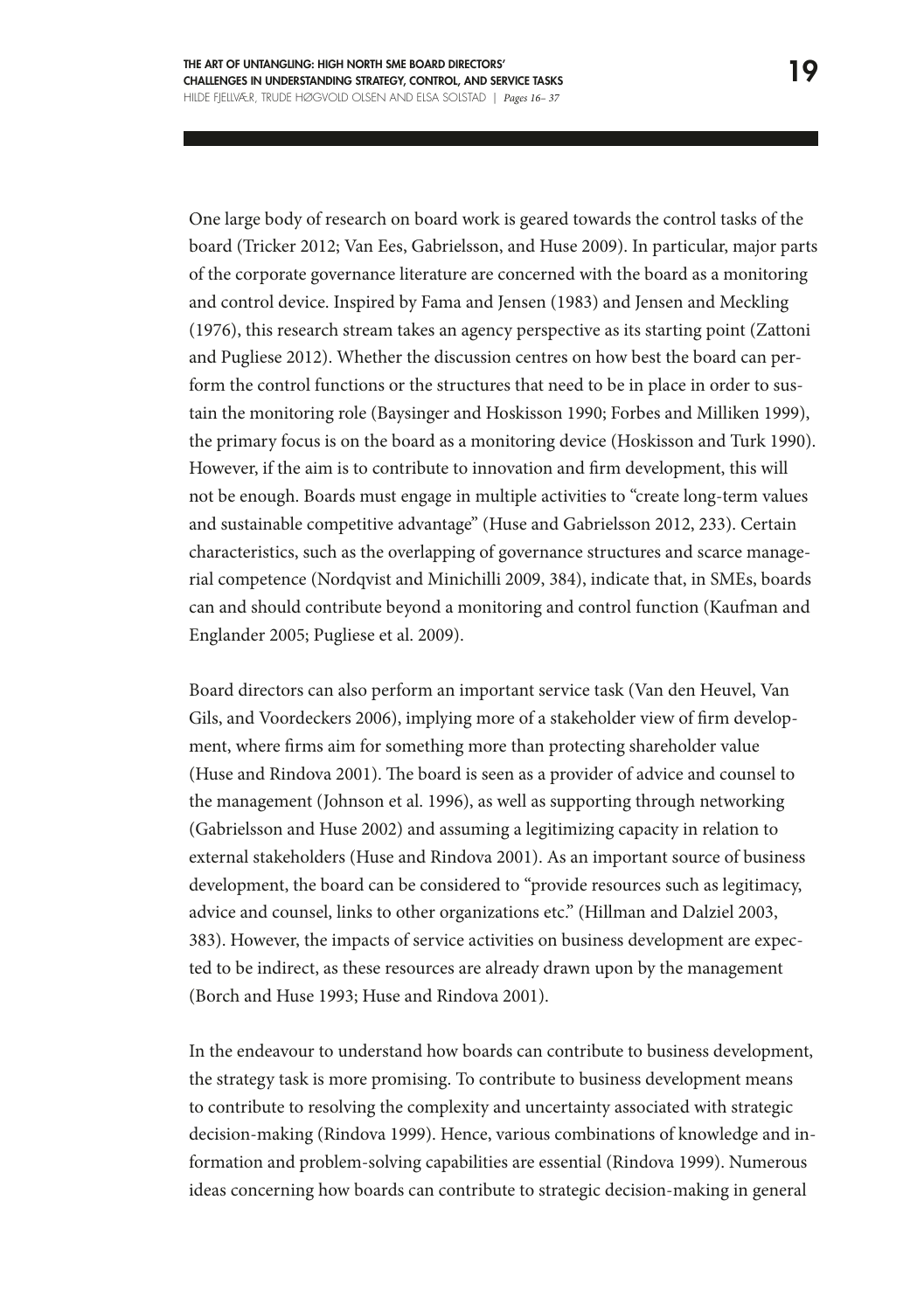One large body of research on board work is geared towards the control tasks of the board (Tricker 2012; Van Ees, Gabrielsson, and Huse 2009). In particular, major parts of the corporate governance literature are concerned with the board as a monitoring and control device. Inspired by Fama and Jensen (1983) and Jensen and Meckling (1976), this research stream takes an agency perspective as its starting point (Zattoni and Pugliese 2012). Whether the discussion centres on how best the board can perform the control functions or the structures that need to be in place in order to sustain the monitoring role (Baysinger and Hoskisson 1990; Forbes and Milliken 1999), the primary focus is on the board as a monitoring device (Hoskisson and Turk 1990). However, if the aim is to contribute to innovation and firm development, this will not be enough. Boards must engage in multiple activities to "create long-term values and sustainable competitive advantage" (Huse and Gabrielsson 2012, 233). Certain characteristics, such as the overlapping of governance structures and scarce managerial competence (Nordqvist and Minichilli 2009, 384), indicate that, in SMEs, boards can and should contribute beyond a monitoring and control function (Kaufman and Englander 2005; Pugliese et al. 2009).

Board directors can also perform an important service task (Van den Heuvel, Van Gils, and Voordeckers 2006), implying more of a stakeholder view of firm development, where firms aim for something more than protecting shareholder value (Huse and Rindova 2001). The board is seen as a provider of advice and counsel to the management (Johnson et al. 1996), as well as supporting through networking (Gabrielsson and Huse 2002) and assuming a legitimizing capacity in relation to external stakeholders (Huse and Rindova 2001). As an important source of business development, the board can be considered to "provide resources such as legitimacy, advice and counsel, links to other organizations etc." (Hillman and Dalziel 2003, 383). However, the impacts of service activities on business development are expected to be indirect, as these resources are already drawn upon by the management (Borch and Huse 1993; Huse and Rindova 2001).

In the endeavour to understand how boards can contribute to business development, the strategy task is more promising. To contribute to business development means to contribute to resolving the complexity and uncertainty associated with strategic decision-making (Rindova 1999). Hence, various combinations of knowledge and information and problem-solving capabilities are essential (Rindova 1999). Numerous ideas concerning how boards can contribute to strategic decision-making in general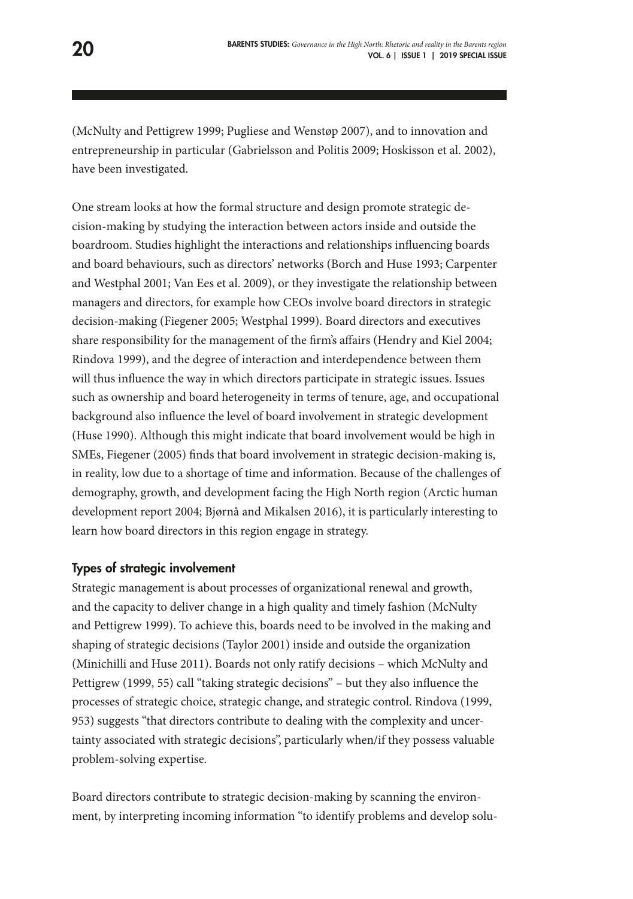(McNulty and Pettigrew 1999; Pugliese and Wenstøp 2007), and to innovation and entrepreneurship in particular (Gabrielsson and Politis 2009; Hoskisson et al. 2002), have been investigated.

One stream looks at how the formal structure and design promote strategic decision-making by studying the interaction between actors inside and outside the boardroom. Studies highlight the interactions and relationships influencing boards and board behaviours, such as directors' networks (Borch and Huse 1993; Carpenter and Westphal 2001; Van Ees et al. 2009), or they investigate the relationship between managers and directors, for example how CEOs involve board directors in strategic decision-making (Fiegener 2005; Westphal 1999). Board directors and executives share responsibility for the management of the firm's affairs (Hendry and Kiel 2004; Rindova 1999), and the degree of interaction and interdependence between them will thus influence the way in which directors participate in strategic issues. Issues such as ownership and board heterogeneity in terms of tenure, age, and occupational background also influence the level of board involvement in strategic development (Huse 1990). Although this might indicate that board involvement would be high in SMEs, Fiegener (2005) finds that board involvement in strategic decision-making is, in reality, low due to a shortage of time and information. Because of the challenges of demography, growth, and development facing the High North region (Arctic human development report 2004; Bjørnå and Mikalsen 2016), it is particularly interesting to learn how board directors in this region engage in strategy.

### Types of strategic involvement

Strategic management is about processes of organizational renewal and growth, and the capacity to deliver change in a high quality and timely fashion (McNulty and Pettigrew 1999). To achieve this, boards need to be involved in the making and shaping of strategic decisions (Taylor 2001) inside and outside the organization (Minichilli and Huse 2011). Boards not only ratify decisions – which McNulty and Pettigrew (1999, 55) call "taking strategic decisions" – but they also influence the processes of strategic choice, strategic change, and strategic control. Rindova (1999, 953) suggests "that directors contribute to dealing with the complexity and uncertainty associated with strategic decisions", particularly when/if they possess valuable problem-solving expertise.

Board directors contribute to strategic decision-making by scanning the environment, by interpreting incoming information "to identify problems and develop solu-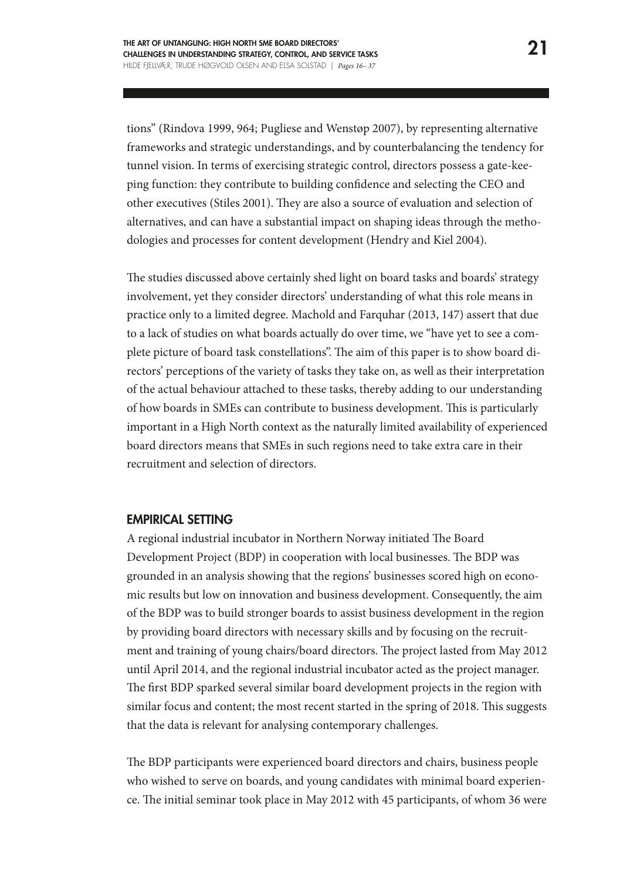tions" (Rindova 1999, 964; Pugliese and Wenstøp 2007), by representing alternative frameworks and strategic understandings, and by counterbalancing the tendency for tunnel vision. In terms of exercising strategic control, directors possess a gate-keeping function: they contribute to building confidence and selecting the CEO and other executives (Stiles 2001). They are also a source of evaluation and selection of alternatives, and can have a substantial impact on shaping ideas through the methodologies and processes for content development (Hendry and Kiel 2004).

The studies discussed above certainly shed light on board tasks and boards' strategy involvement, yet they consider directors' understanding of what this role means in practice only to a limited degree. Machold and Farquhar (2013, 147) assert that due to a lack of studies on what boards actually do over time, we "have yet to see a complete picture of board task constellations". The aim of this paper is to show board directors' perceptions of the variety of tasks they take on, as well as their interpretation of the actual behaviour attached to these tasks, thereby adding to our understanding of how boards in SMEs can contribute to business development. This is particularly important in a High North context as the naturally limited availability of experienced board directors means that SMEs in such regions need to take extra care in their recruitment and selection of directors.

## EMPIRICAL SETTING

A regional industrial incubator in Northern Norway initiated The Board Development Project (BDP) in cooperation with local businesses. The BDP was grounded in an analysis showing that the regions' businesses scored high on economic results but low on innovation and business development. Consequently, the aim of the BDP was to build stronger boards to assist business development in the region by providing board directors with necessary skills and by focusing on the recruitment and training of young chairs/board directors. The project lasted from May 2012 until April 2014, and the regional industrial incubator acted as the project manager. The first BDP sparked several similar board development projects in the region with similar focus and content; the most recent started in the spring of 2018. This suggests that the data is relevant for analysing contemporary challenges.

The BDP participants were experienced board directors and chairs, business people who wished to serve on boards, and young candidates with minimal board experience. The initial seminar took place in May 2012 with 45 participants, of whom 36 were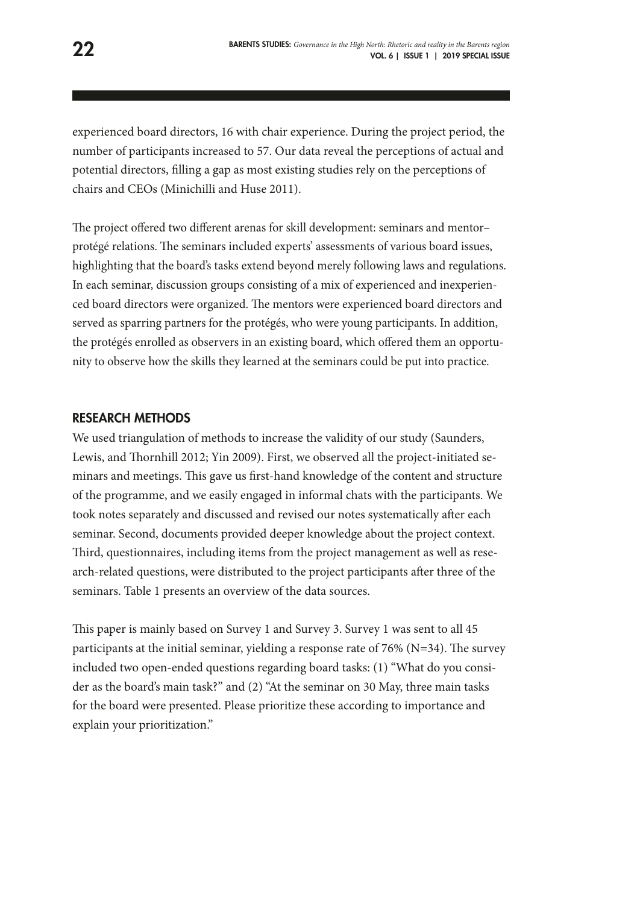experienced board directors, 16 with chair experience. During the project period, the number of participants increased to 57. Our data reveal the perceptions of actual and potential directors, filling a gap as most existing studies rely on the perceptions of chairs and CEOs (Minichilli and Huse 2011).

The project offered two different arenas for skill development: seminars and mentor–protégé relations. The seminars included experts' assessments of various board issues, highlighting that the board's tasks extend beyond merely following laws and regulations. In each seminar, discussion groups consisting of a mix of experienced and inexperienced board directors were organized. The mentors were experienced board directors and served as sparring partners for the protégés, who were young participants. In addition, the protégés enrolled as observers in an existing board, which offered them an opportunity to observe how the skills they learned at the seminars could be put into practice.

## RESEARCH METHODS

We used triangulation of methods to increase the validity of our study (Saunders, Lewis, and Thornhill 2012; Yin 2009). First, we observed all the project-initiated seminars and meetings. This gave us first-hand knowledge of the content and structure of the programme, and we easily engaged in informal chats with the participants. We took notes separately and discussed and revised our notes systematically after each seminar. Second, documents provided deeper knowledge about the project context. Third, questionnaires, including items from the project management as well as research-related questions, were distributed to the project participants after three of the seminars. Table 1 presents an overview of the data sources.

This paper is mainly based on Survey 1 and Survey 3. Survey 1 was sent to all 45 participants at the initial seminar, yielding a response rate of 76% (N=34). The survey included two open-ended questions regarding board tasks: (1) "What do you consider as the board's main task?" and (2) "At the seminar on 30 May, three main tasks for the board were presented. Please prioritize these according to importance and explain your prioritization."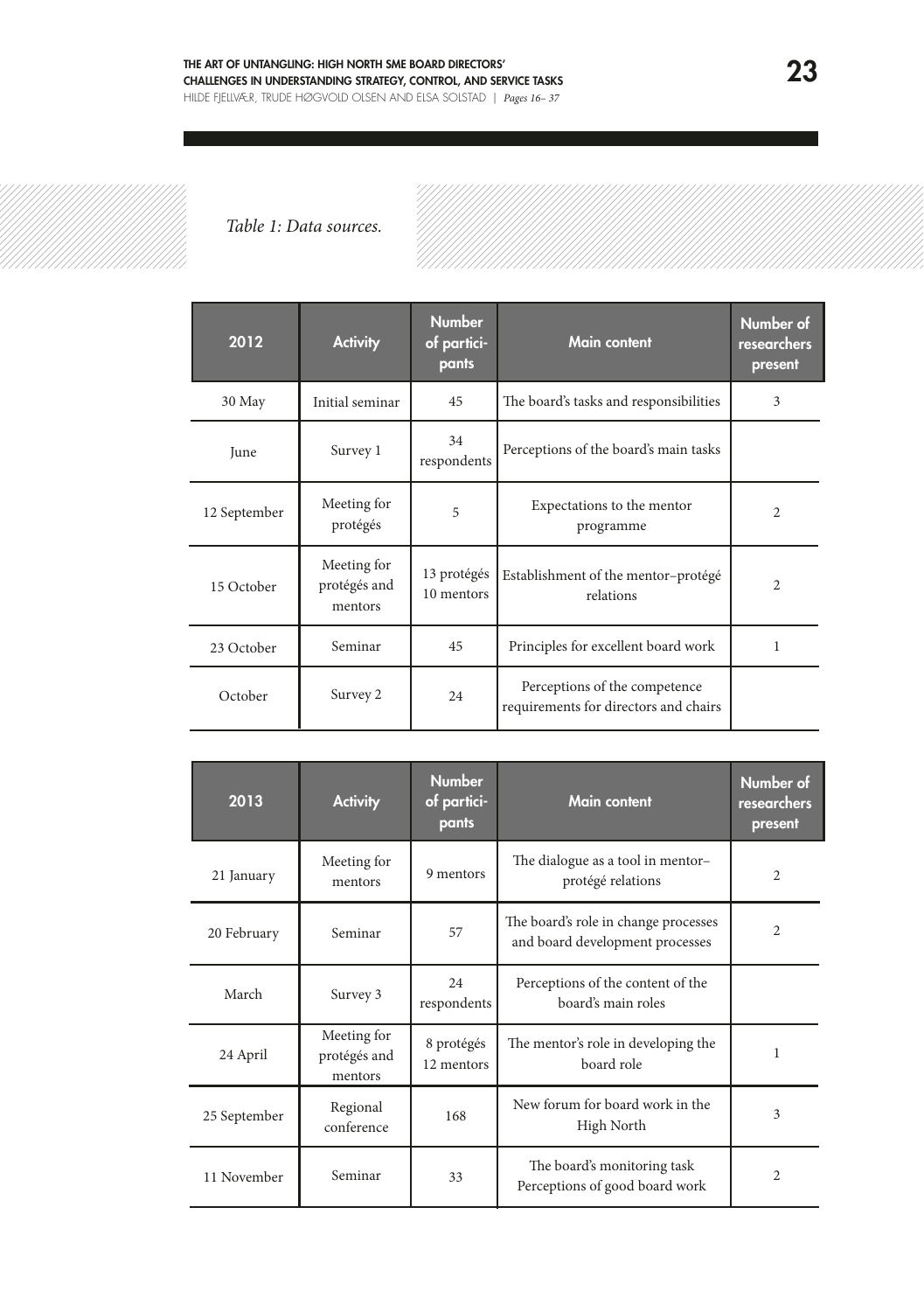*Table 1: Data sources.*

| 2012 | Activity | Number of participants | Main content | Number of researchers present |
|---|---|---|---|---|
| 30 May | Initial seminar | 45 | The board's tasks and responsibilities | 3 |
| June | Survey 1 | 34 respondents | Perceptions of the board's main tasks | |
| 12 September | Meeting for protégés | 5 | Expectations to the mentor programme | 2 |
| 15 October | Meeting for protégés and mentors | 13 protégés 10 mentors | Establishment of the mentor–protégé relations | 2 |
| 23 October | Seminar | 45 | Principles for excellent board work | 1 |
| October | Survey 2 | 24 | Perceptions of the competence requirements for directors and chairs | |

| 2013 | Activity | Number of participants | Main content | Number of researchers present |
|---|---|---|---|---|
| 21 January | Meeting for mentors | 9 mentors | The dialogue as a tool in mentor–protégé relations | 2 |
| 20 February | Seminar | 57 | The board's role in change processes and board development processes | 2 |
| March | Survey 3 | 24 respondents | Perceptions of the content of the board's main roles | |
| 24 April | Meeting for protégés and mentors | 8 protégés 12 mentors | The mentor's role in developing the board role | 1 |
| 25 September | Regional conference | 168 | New forum for board work in the High North | 3 |
| 11 November | Seminar | 33 | The board's monitoring task Perceptions of good board work | 2 |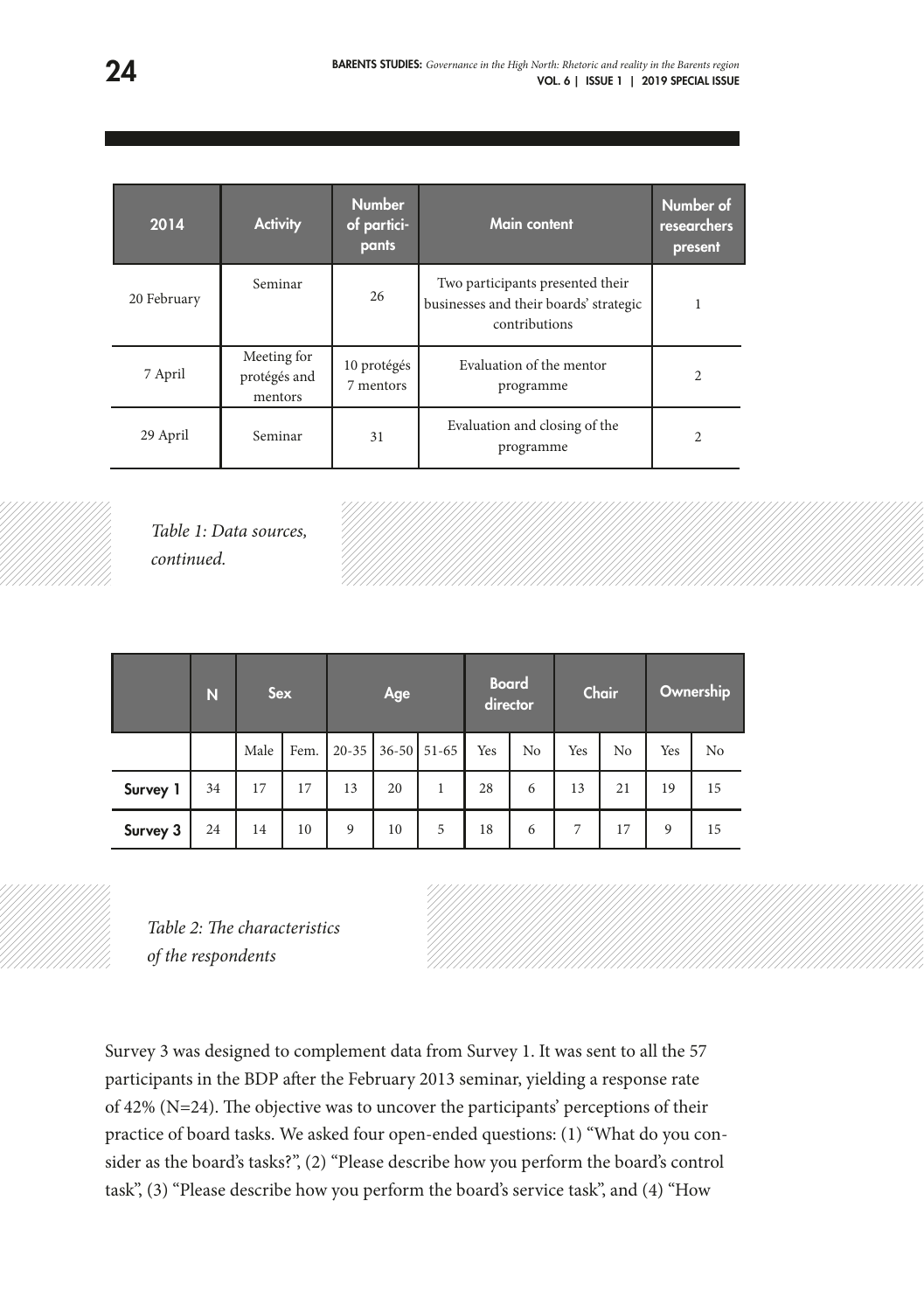| 2014 | Activity | Number of participants | Main content | Number of researchers present |
|---|---|---|---|---|
| 20 February | Seminar | 26 | Two participants presented their businesses and their boards' strategic contributions | 1 |
| 7 April | Meeting for protégés and mentors | 10 protégés 7 mentors | Evaluation of the mentor programme | 2 |
| 29 April | Seminar | 31 | Evaluation and closing of the programme | 2 |

*Table 1: Data sources, continued.*

| | N | Sex | | Age | | | Board director | | Chair | | Ownership | |
|---|---|---|---|---|---|---|---|---|---|---|---|---|
| | | Male | Fem. | 20-35 | 36-50 | 51-65 | Yes | No | Yes | No | Yes | No |
| **Survey 1** | 34 | 17 | 17 | 13 | 20 | 1 | 28 | 6 | 13 | 21 | 19 | 15 |
| **Survey 3** | 24 | 14 | 10 | 9 | 10 | 5 | 18 | 6 | 7 | 17 | 9 | 15 |

*Table 2: The characteristics of the respondents*

Survey 3 was designed to complement data from Survey 1. It was sent to all the 57 participants in the BDP after the February 2013 seminar, yielding a response rate of 42% (N=24). The objective was to uncover the participants' perceptions of their practice of board tasks. We asked four open-ended questions: (1) "What do you consider as the board's tasks?", (2) "Please describe how you perform the board's control task", (3) "Please describe how you perform the board's service task", and (4) "How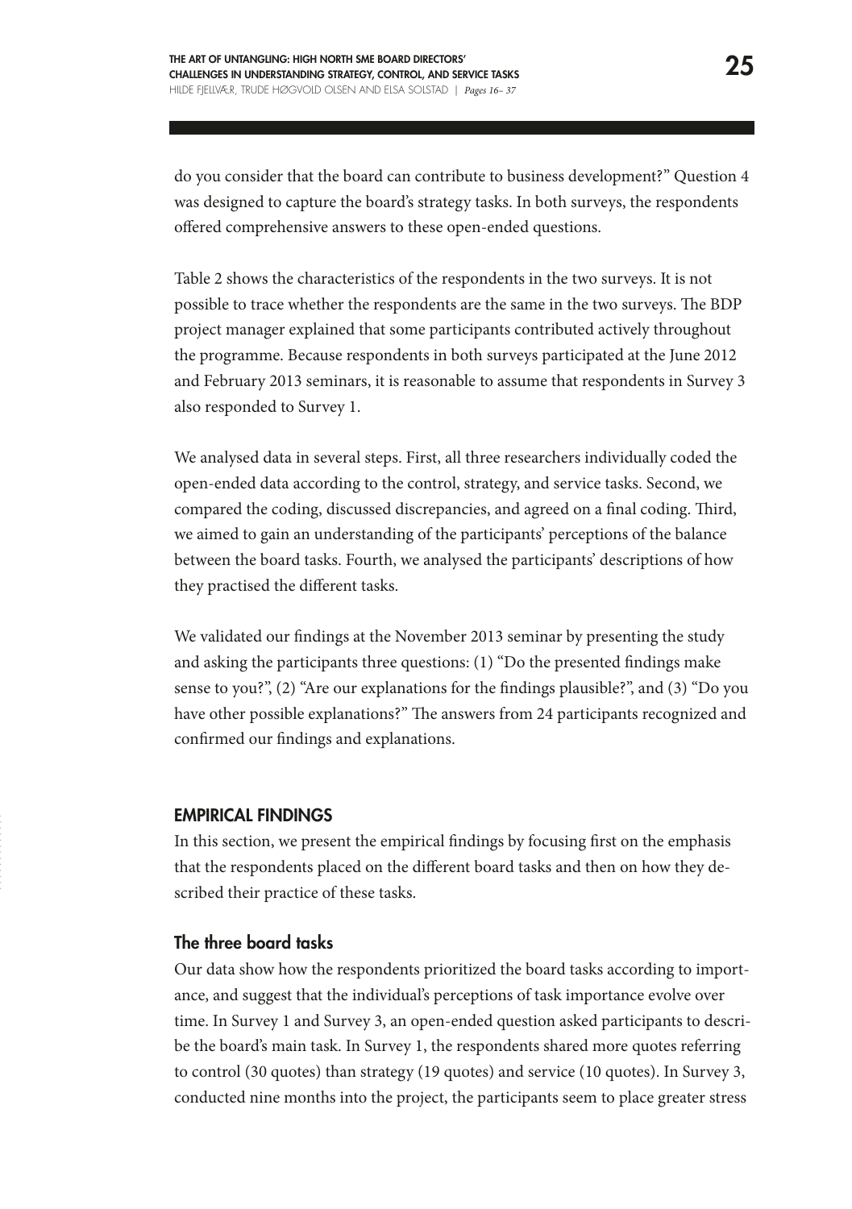do you consider that the board can contribute to business development?" Question 4 was designed to capture the board's strategy tasks. In both surveys, the respondents offered comprehensive answers to these open-ended questions.

Table 2 shows the characteristics of the respondents in the two surveys. It is not possible to trace whether the respondents are the same in the two surveys. The BDP project manager explained that some participants contributed actively throughout the programme. Because respondents in both surveys participated at the June 2012 and February 2013 seminars, it is reasonable to assume that respondents in Survey 3 also responded to Survey 1.

We analysed data in several steps. First, all three researchers individually coded the open-ended data according to the control, strategy, and service tasks. Second, we compared the coding, discussed discrepancies, and agreed on a final coding. Third, we aimed to gain an understanding of the participants' perceptions of the balance between the board tasks. Fourth, we analysed the participants' descriptions of how they practised the different tasks.

We validated our findings at the November 2013 seminar by presenting the study and asking the participants three questions: (1) "Do the presented findings make sense to you?", (2) "Are our explanations for the findings plausible?", and (3) "Do you have other possible explanations?" The answers from 24 participants recognized and confirmed our findings and explanations.

## EMPIRICAL FINDINGS

In this section, we present the empirical findings by focusing first on the emphasis that the respondents placed on the different board tasks and then on how they described their practice of these tasks.

### The three board tasks

Our data show how the respondents prioritized the board tasks according to importance, and suggest that the individual's perceptions of task importance evolve over time. In Survey 1 and Survey 3, an open-ended question asked participants to describe the board's main task. In Survey 1, the respondents shared more quotes referring to control (30 quotes) than strategy (19 quotes) and service (10 quotes). In Survey 3, conducted nine months into the project, the participants seem to place greater stress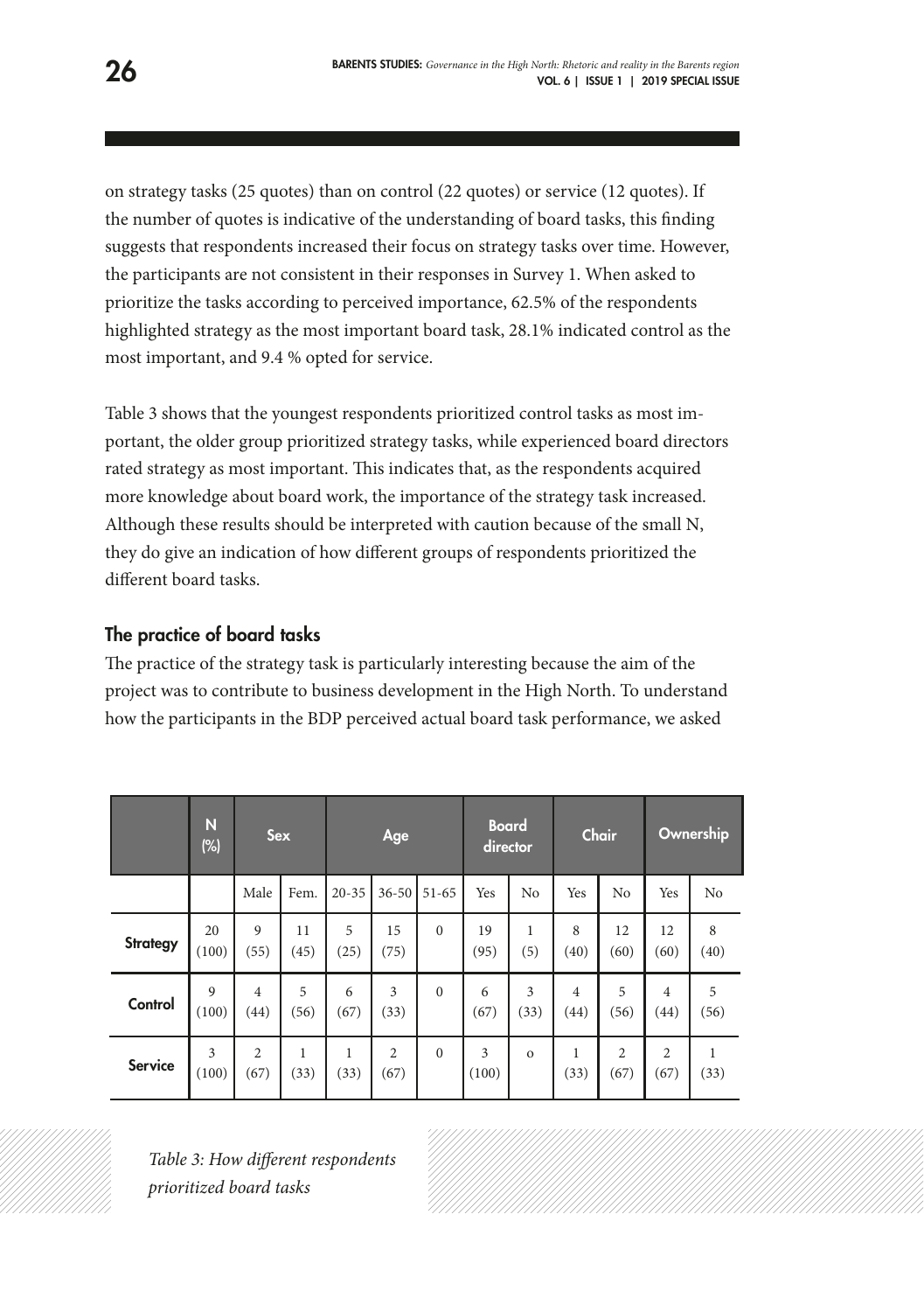on strategy tasks (25 quotes) than on control (22 quotes) or service (12 quotes). If the number of quotes is indicative of the understanding of board tasks, this finding suggests that respondents increased their focus on strategy tasks over time. However, the participants are not consistent in their responses in Survey 1. When asked to prioritize the tasks according to perceived importance, 62.5% of the respondents highlighted strategy as the most important board task, 28.1% indicated control as the most important, and 9.4 % opted for service.

Table 3 shows that the youngest respondents prioritized control tasks as most important, the older group prioritized strategy tasks, while experienced board directors rated strategy as most important. This indicates that, as the respondents acquired more knowledge about board work, the importance of the strategy task increased. Although these results should be interpreted with caution because of the small N, they do give an indication of how different groups of respondents prioritized the different board tasks.

## The practice of board tasks

The practice of the strategy task is particularly interesting because the aim of the project was to contribute to business development in the High North. To understand how the participants in the BDP perceived actual board task performance, we asked

| | N (%) | Sex | | Age | | | Board director | | Chair | | Ownership | |
|---|---|---|---|---|---|---|---|---|---|---|---|---|
| | | Male | Fem. | 20-35 | 36-50 | 51-65 | Yes | No | Yes | No | Yes | No |
| **Strategy** | 20 (100) | 9 (55) | 11 (45) | 5 (25) | 15 (75) | 0 | 19 (95) | 1 (5) | 8 (40) | 12 (60) | 12 (60) | 8 (40) |
| **Control** | 9 (100) | 4 (44) | 5 (56) | 6 (67) | 3 (33) | 0 | 6 (67) | 3 (33) | 4 (44) | 5 (56) | 4 (44) | 5 (56) |
| **Service** | 3 (100) | 2 (67) | 1 (33) | 1 (33) | 2 (67) | 0 | 3 (100) | o | 1 (33) | 2 (67) | 2 (67) | 1 (33) |

*Table 3: How different respondents prioritized board tasks*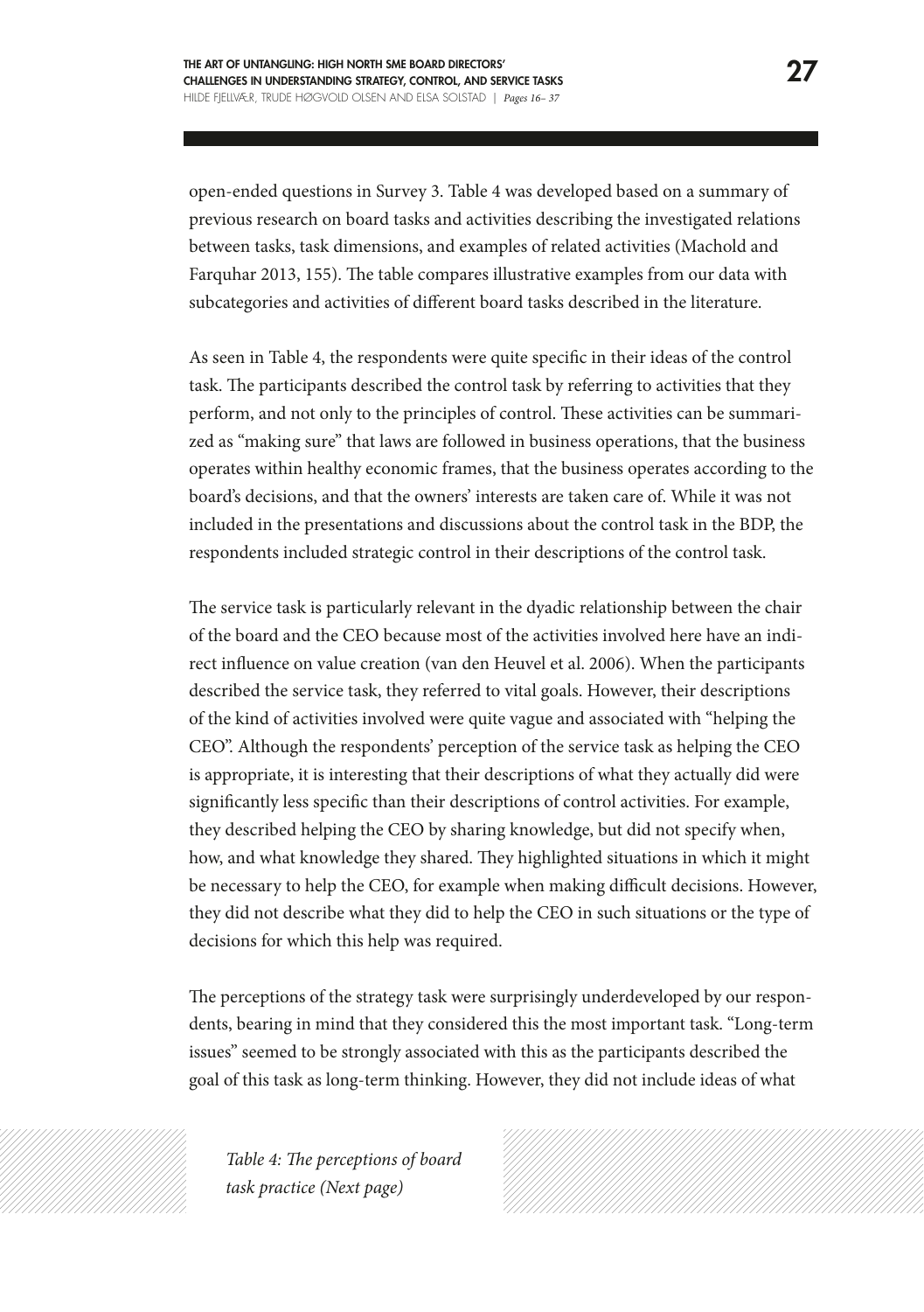open-ended questions in Survey 3. Table 4 was developed based on a summary of previous research on board tasks and activities describing the investigated relations between tasks, task dimensions, and examples of related activities (Machold and Farquhar 2013, 155). The table compares illustrative examples from our data with subcategories and activities of different board tasks described in the literature.

As seen in Table 4, the respondents were quite specific in their ideas of the control task. The participants described the control task by referring to activities that they perform, and not only to the principles of control. These activities can be summarized as "making sure" that laws are followed in business operations, that the business operates within healthy economic frames, that the business operates according to the board's decisions, and that the owners' interests are taken care of. While it was not included in the presentations and discussions about the control task in the BDP, the respondents included strategic control in their descriptions of the control task.

The service task is particularly relevant in the dyadic relationship between the chair of the board and the CEO because most of the activities involved here have an indirect influence on value creation (van den Heuvel et al. 2006). When the participants described the service task, they referred to vital goals. However, their descriptions of the kind of activities involved were quite vague and associated with "helping the CEO". Although the respondents' perception of the service task as helping the CEO is appropriate, it is interesting that their descriptions of what they actually did were significantly less specific than their descriptions of control activities. For example, they described helping the CEO by sharing knowledge, but did not specify when, how, and what knowledge they shared. They highlighted situations in which it might be necessary to help the CEO, for example when making difficult decisions. However, they did not describe what they did to help the CEO in such situations or the type of decisions for which this help was required.

The perceptions of the strategy task were surprisingly underdeveloped by our respondents, bearing in mind that they considered this the most important task. "Long-term issues" seemed to be strongly associated with this as the participants described the goal of this task as long-term thinking. However, they did not include ideas of what

*Table 4: The perceptions of board task practice (Next page)*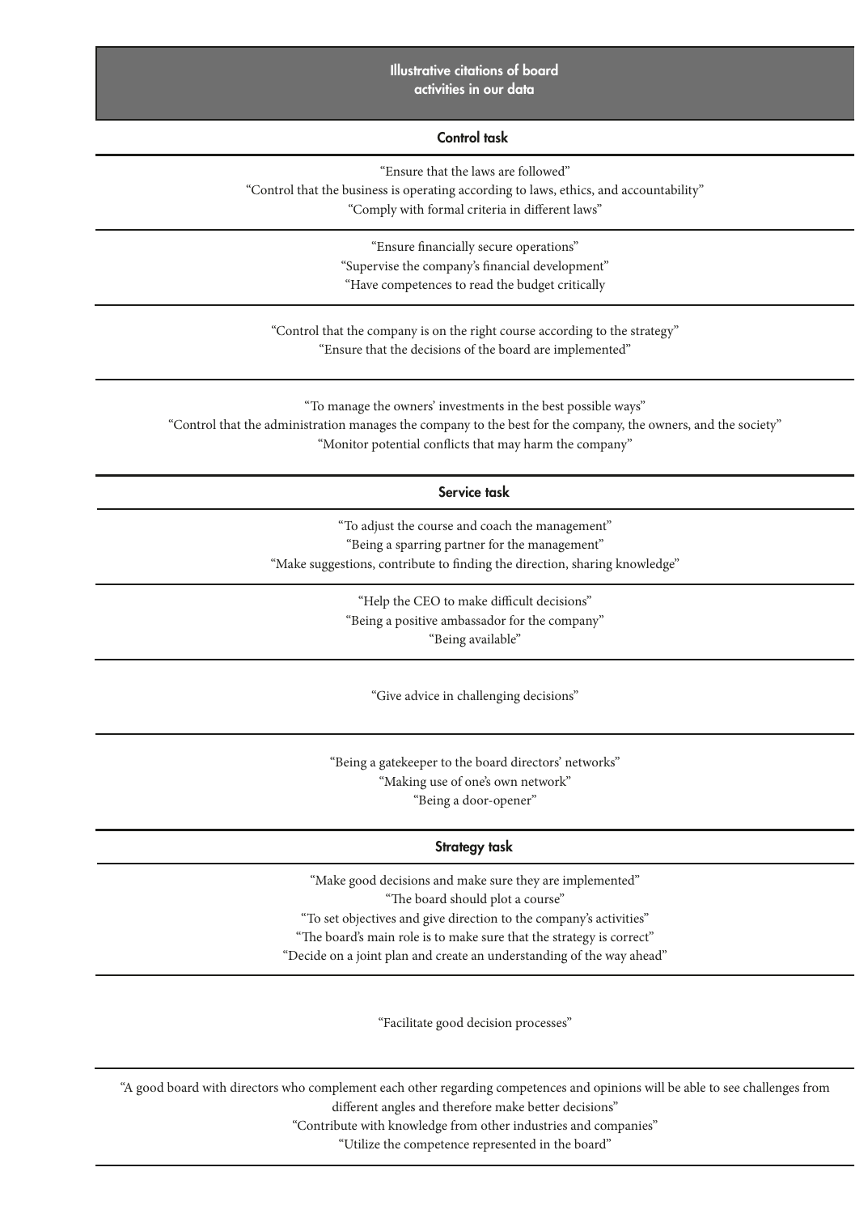| Illustrative citations of board activities in our data |
| --- |
| **Control task** |
| "Ensure that the laws are followed"<br>"Control that the business is operating according to laws, ethics, and accountability"<br>"Comply with formal criteria in different laws" |
| "Ensure financially secure operations"<br>"Supervise the company's financial development"<br>"Have competences to read the budget critically |
| "Control that the company is on the right course according to the strategy"<br>"Ensure that the decisions of the board are implemented" |
| "To manage the owners' investments in the best possible ways"<br>"Control that the administration manages the company to the best for the company, the owners, and the society"<br>"Monitor potential conflicts that may harm the company" |
| **Service task** |
| "To adjust the course and coach the management"<br>"Being a sparring partner for the management"<br>"Make suggestions, contribute to finding the direction, sharing knowledge" |
| "Help the CEO to make difficult decisions"<br>"Being a positive ambassador for the company"<br>"Being available" |
| "Give advice in challenging decisions" |
| "Being a gatekeeper to the board directors' networks"<br>"Making use of one's own network"<br>"Being a door-opener" |
| **Strategy task** |
| "Make good decisions and make sure they are implemented"<br>"The board should plot a course"<br>"To set objectives and give direction to the company's activities"<br>"The board's main role is to make sure that the strategy is correct"<br>"Decide on a joint plan and create an understanding of the way ahead" |
| "Facilitate good decision processes" |
| "A good board with directors who complement each other regarding competences and opinions will be able to see challenges from different angles and therefore make better decisions"<br>"Contribute with knowledge from other industries and companies"<br>"Utilize the competence represented in the board" |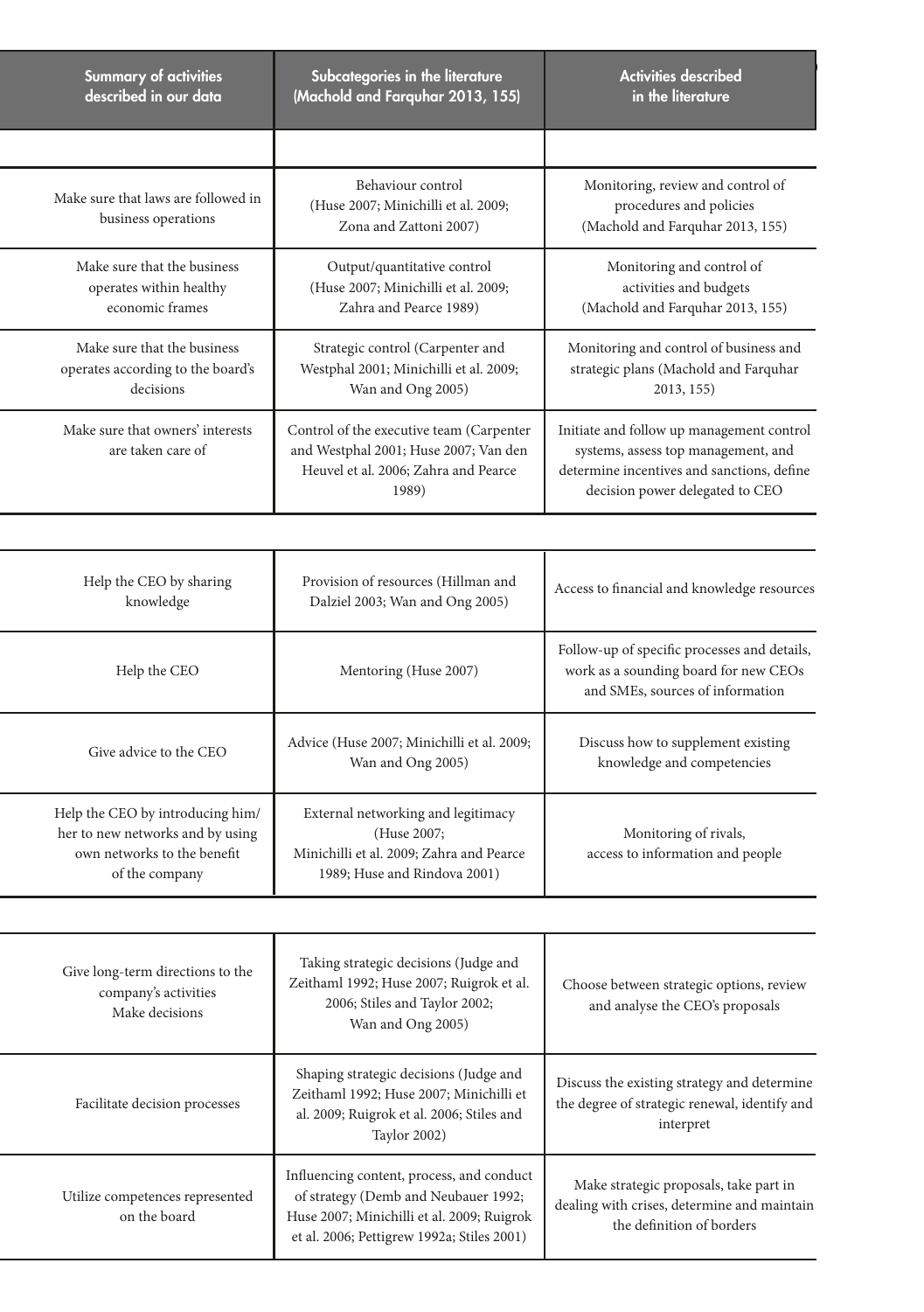| Summary of activities described in our data | Subcategories in the literature (Machold and Farquhar 2013, 155) | Activities described in the literature |
|---|---|---|
| | | |
| Make sure that laws are followed in business operations | Behaviour control (Huse 2007; Minichilli et al. 2009; Zona and Zattoni 2007) | Monitoring, review and control of procedures and policies (Machold and Farquhar 2013, 155) |
| Make sure that the business operates within healthy economic frames | Output/quantitative control (Huse 2007; Minichilli et al. 2009; Zahra and Pearce 1989) | Monitoring and control of activities and budgets (Machold and Farquhar 2013, 155) |
| Make sure that the business operates according to the board's decisions | Strategic control (Carpenter and Westphal 2001; Minichilli et al. 2009; Wan and Ong 2005) | Monitoring and control of business and strategic plans (Machold and Farquhar 2013, 155) |
| Make sure that owners' interests are taken care of | Control of the executive team (Carpenter and Westphal 2001; Huse 2007; Van den Heuvel et al. 2006; Zahra and Pearce 1989) | Initiate and follow up management control systems, assess top management, and determine incentives and sanctions, define decision power delegated to CEO |
| | | |
| Help the CEO by sharing knowledge | Provision of resources (Hillman and Dalziel 2003; Wan and Ong 2005) | Access to financial and knowledge resources |
| Help the CEO | Mentoring (Huse 2007) | Follow-up of specific processes and details, work as a sounding board for new CEOs and SMEs, sources of information |
| Give advice to the CEO | Advice (Huse 2007; Minichilli et al. 2009; Wan and Ong 2005) | Discuss how to supplement existing knowledge and competencies |
| Help the CEO by introducing him/her to new networks and by using own networks to the benefit of the company | External networking and legitimacy (Huse 2007; Minichilli et al. 2009; Zahra and Pearce 1989; Huse and Rindova 2001) | Monitoring of rivals, access to information and people |
| | | |
| Give long-term directions to the company's activities<br>Make decisions | Taking strategic decisions (Judge and Zeithaml 1992; Huse 2007; Ruigrok et al. 2006; Stiles and Taylor 2002; Wan and Ong 2005) | Choose between strategic options, review and analyse the CEO's proposals |
| Facilitate decision processes | Shaping strategic decisions (Judge and Zeithaml 1992; Huse 2007; Minichilli et al. 2009; Ruigrok et al. 2006; Stiles and Taylor 2002) | Discuss the existing strategy and determine the degree of strategic renewal, identify and interpret |
| Utilize competences represented on the board | Influencing content, process, and conduct of strategy (Demb and Neubauer 1992; Huse 2007; Minichilli et al. 2009; Ruigrok et al. 2006; Pettigrew 1992a; Stiles 2001) | Make strategic proposals, take part in dealing with crises, determine and maintain the definition of borders |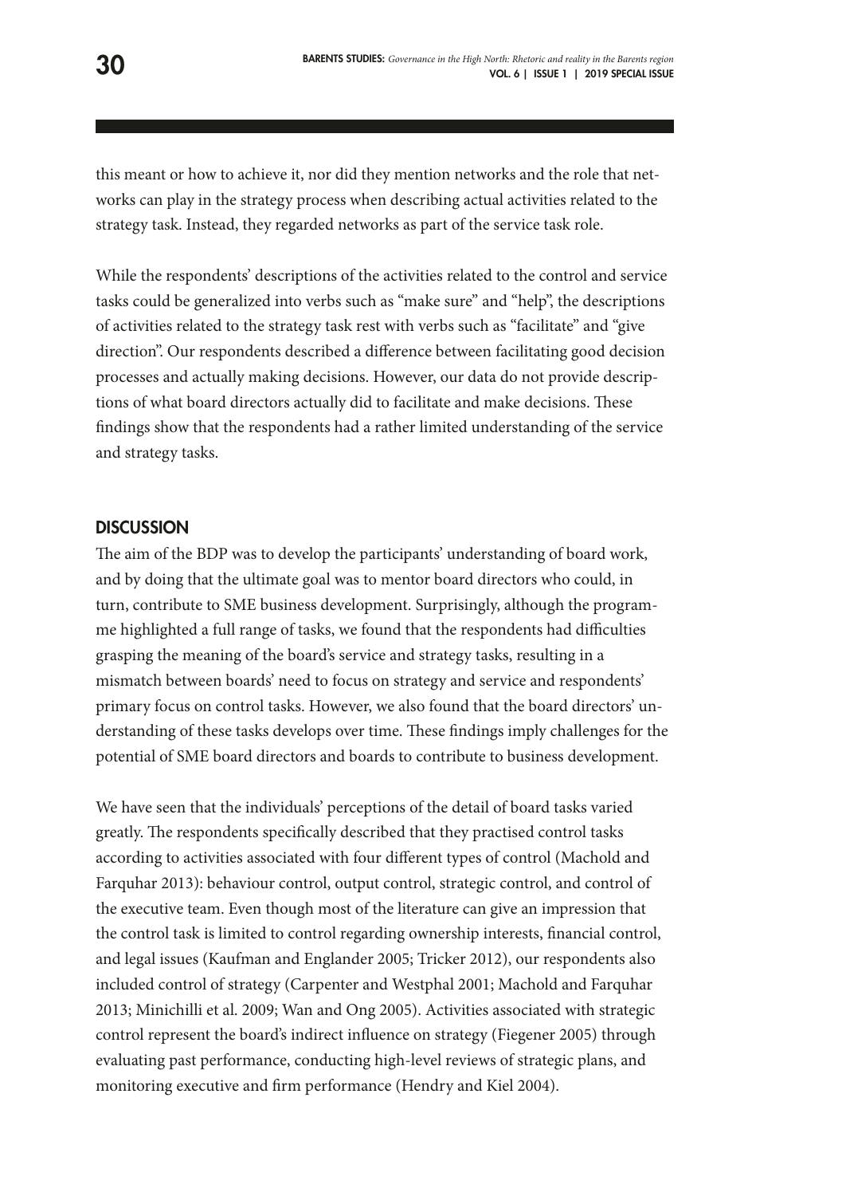this meant or how to achieve it, nor did they mention networks and the role that networks can play in the strategy process when describing actual activities related to the strategy task. Instead, they regarded networks as part of the service task role.

While the respondents' descriptions of the activities related to the control and service tasks could be generalized into verbs such as "make sure" and "help", the descriptions of activities related to the strategy task rest with verbs such as "facilitate" and "give direction". Our respondents described a difference between facilitating good decision processes and actually making decisions. However, our data do not provide descriptions of what board directors actually did to facilitate and make decisions. These findings show that the respondents had a rather limited understanding of the service and strategy tasks.

## DISCUSSION

The aim of the BDP was to develop the participants' understanding of board work, and by doing that the ultimate goal was to mentor board directors who could, in turn, contribute to SME business development. Surprisingly, although the programme highlighted a full range of tasks, we found that the respondents had difficulties grasping the meaning of the board's service and strategy tasks, resulting in a mismatch between boards' need to focus on strategy and service and respondents' primary focus on control tasks. However, we also found that the board directors' understanding of these tasks develops over time. These findings imply challenges for the potential of SME board directors and boards to contribute to business development.

We have seen that the individuals' perceptions of the detail of board tasks varied greatly. The respondents specifically described that they practised control tasks according to activities associated with four different types of control (Machold and Farquhar 2013): behaviour control, output control, strategic control, and control of the executive team. Even though most of the literature can give an impression that the control task is limited to control regarding ownership interests, financial control, and legal issues (Kaufman and Englander 2005; Tricker 2012), our respondents also included control of strategy (Carpenter and Westphal 2001; Machold and Farquhar 2013; Minichilli et al. 2009; Wan and Ong 2005). Activities associated with strategic control represent the board's indirect influence on strategy (Fiegener 2005) through evaluating past performance, conducting high-level reviews of strategic plans, and monitoring executive and firm performance (Hendry and Kiel 2004).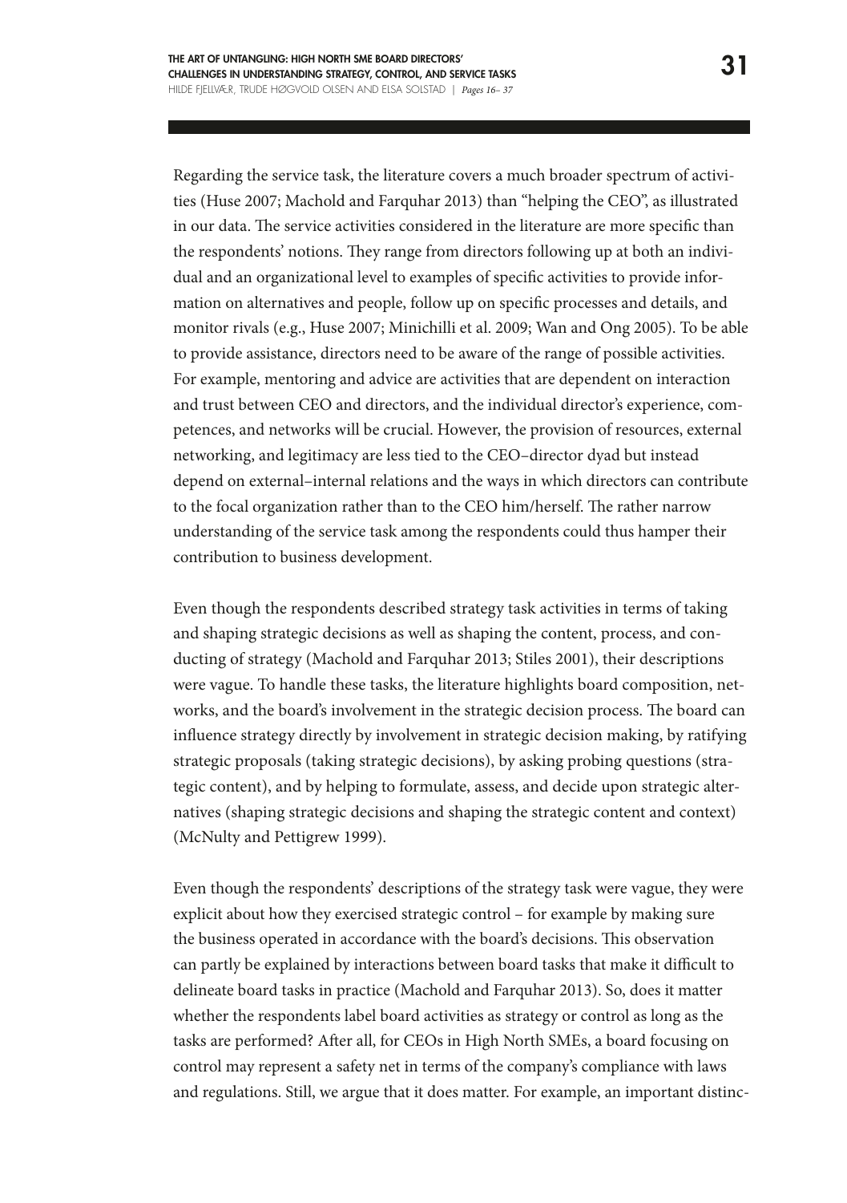Regarding the service task, the literature covers a much broader spectrum of activities (Huse 2007; Machold and Farquhar 2013) than "helping the CEO", as illustrated in our data. The service activities considered in the literature are more specific than the respondents' notions. They range from directors following up at both an individual and an organizational level to examples of specific activities to provide information on alternatives and people, follow up on specific processes and details, and monitor rivals (e.g., Huse 2007; Minichilli et al. 2009; Wan and Ong 2005). To be able to provide assistance, directors need to be aware of the range of possible activities. For example, mentoring and advice are activities that are dependent on interaction and trust between CEO and directors, and the individual director's experience, competences, and networks will be crucial. However, the provision of resources, external networking, and legitimacy are less tied to the CEO–director dyad but instead depend on external–internal relations and the ways in which directors can contribute to the focal organization rather than to the CEO him/herself. The rather narrow understanding of the service task among the respondents could thus hamper their contribution to business development.

Even though the respondents described strategy task activities in terms of taking and shaping strategic decisions as well as shaping the content, process, and conducting of strategy (Machold and Farquhar 2013; Stiles 2001), their descriptions were vague. To handle these tasks, the literature highlights board composition, networks, and the board's involvement in the strategic decision process. The board can influence strategy directly by involvement in strategic decision making, by ratifying strategic proposals (taking strategic decisions), by asking probing questions (strategic content), and by helping to formulate, assess, and decide upon strategic alternatives (shaping strategic decisions and shaping the strategic content and context) (McNulty and Pettigrew 1999).

Even though the respondents' descriptions of the strategy task were vague, they were explicit about how they exercised strategic control – for example by making sure the business operated in accordance with the board's decisions. This observation can partly be explained by interactions between board tasks that make it difficult to delineate board tasks in practice (Machold and Farquhar 2013). So, does it matter whether the respondents label board activities as strategy or control as long as the tasks are performed? After all, for CEOs in High North SMEs, a board focusing on control may represent a safety net in terms of the company's compliance with laws and regulations. Still, we argue that it does matter. For example, an important distinc-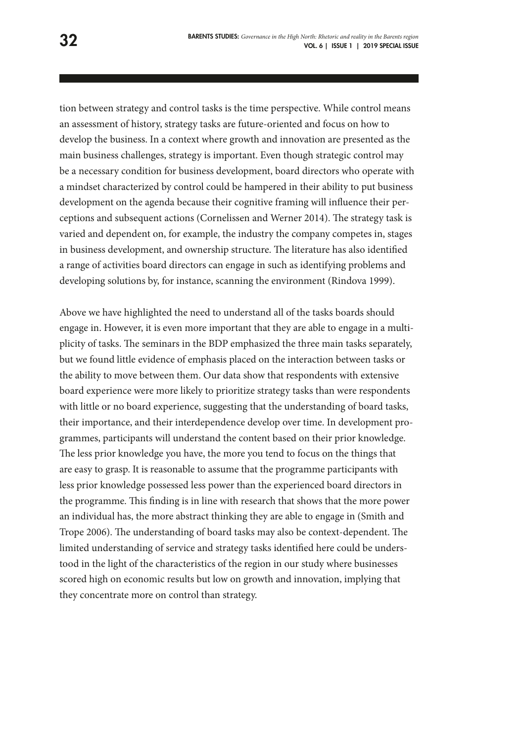tion between strategy and control tasks is the time perspective. While control means an assessment of history, strategy tasks are future-oriented and focus on how to develop the business. In a context where growth and innovation are presented as the main business challenges, strategy is important. Even though strategic control may be a necessary condition for business development, board directors who operate with a mindset characterized by control could be hampered in their ability to put business development on the agenda because their cognitive framing will influence their perceptions and subsequent actions (Cornelissen and Werner 2014). The strategy task is varied and dependent on, for example, the industry the company competes in, stages in business development, and ownership structure. The literature has also identified a range of activities board directors can engage in such as identifying problems and developing solutions by, for instance, scanning the environment (Rindova 1999).

Above we have highlighted the need to understand all of the tasks boards should engage in. However, it is even more important that they are able to engage in a multiplicity of tasks. The seminars in the BDP emphasized the three main tasks separately, but we found little evidence of emphasis placed on the interaction between tasks or the ability to move between them. Our data show that respondents with extensive board experience were more likely to prioritize strategy tasks than were respondents with little or no board experience, suggesting that the understanding of board tasks, their importance, and their interdependence develop over time. In development programmes, participants will understand the content based on their prior knowledge. The less prior knowledge you have, the more you tend to focus on the things that are easy to grasp. It is reasonable to assume that the programme participants with less prior knowledge possessed less power than the experienced board directors in the programme. This finding is in line with research that shows that the more power an individual has, the more abstract thinking they are able to engage in (Smith and Trope 2006). The understanding of board tasks may also be context-dependent. The limited understanding of service and strategy tasks identified here could be understood in the light of the characteristics of the region in our study where businesses scored high on economic results but low on growth and innovation, implying that they concentrate more on control than strategy.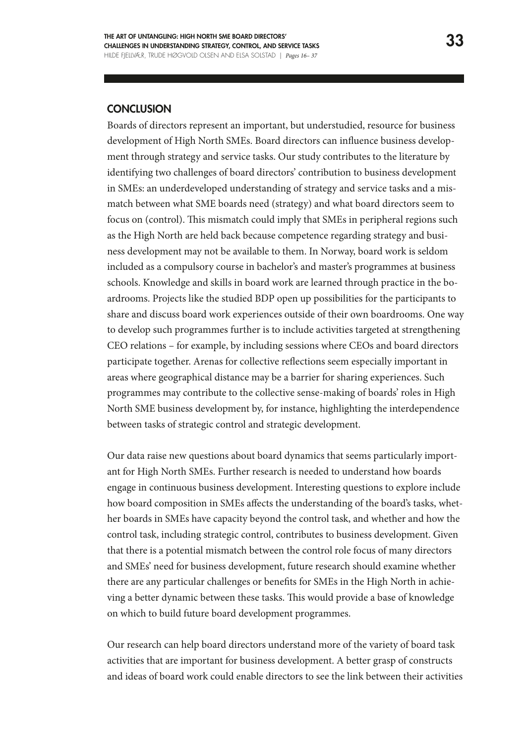## CONCLUSION

Boards of directors represent an important, but understudied, resource for business development of High North SMEs. Board directors can influence business development through strategy and service tasks. Our study contributes to the literature by identifying two challenges of board directors' contribution to business development in SMEs: an underdeveloped understanding of strategy and service tasks and a mismatch between what SME boards need (strategy) and what board directors seem to focus on (control). This mismatch could imply that SMEs in peripheral regions such as the High North are held back because competence regarding strategy and business development may not be available to them. In Norway, board work is seldom included as a compulsory course in bachelor's and master's programmes at business schools. Knowledge and skills in board work are learned through practice in the boardrooms. Projects like the studied BDP open up possibilities for the participants to share and discuss board work experiences outside of their own boardrooms. One way to develop such programmes further is to include activities targeted at strengthening CEO relations – for example, by including sessions where CEOs and board directors participate together. Arenas for collective reflections seem especially important in areas where geographical distance may be a barrier for sharing experiences. Such programmes may contribute to the collective sense-making of boards' roles in High North SME business development by, for instance, highlighting the interdependence between tasks of strategic control and strategic development.

Our data raise new questions about board dynamics that seems particularly important for High North SMEs. Further research is needed to understand how boards engage in continuous business development. Interesting questions to explore include how board composition in SMEs affects the understanding of the board's tasks, whether boards in SMEs have capacity beyond the control task, and whether and how the control task, including strategic control, contributes to business development. Given that there is a potential mismatch between the control role focus of many directors and SMEs' need for business development, future research should examine whether there are any particular challenges or benefits for SMEs in the High North in achieving a better dynamic between these tasks. This would provide a base of knowledge on which to build future board development programmes.

Our research can help board directors understand more of the variety of board task activities that are important for business development. A better grasp of constructs and ideas of board work could enable directors to see the link between their activities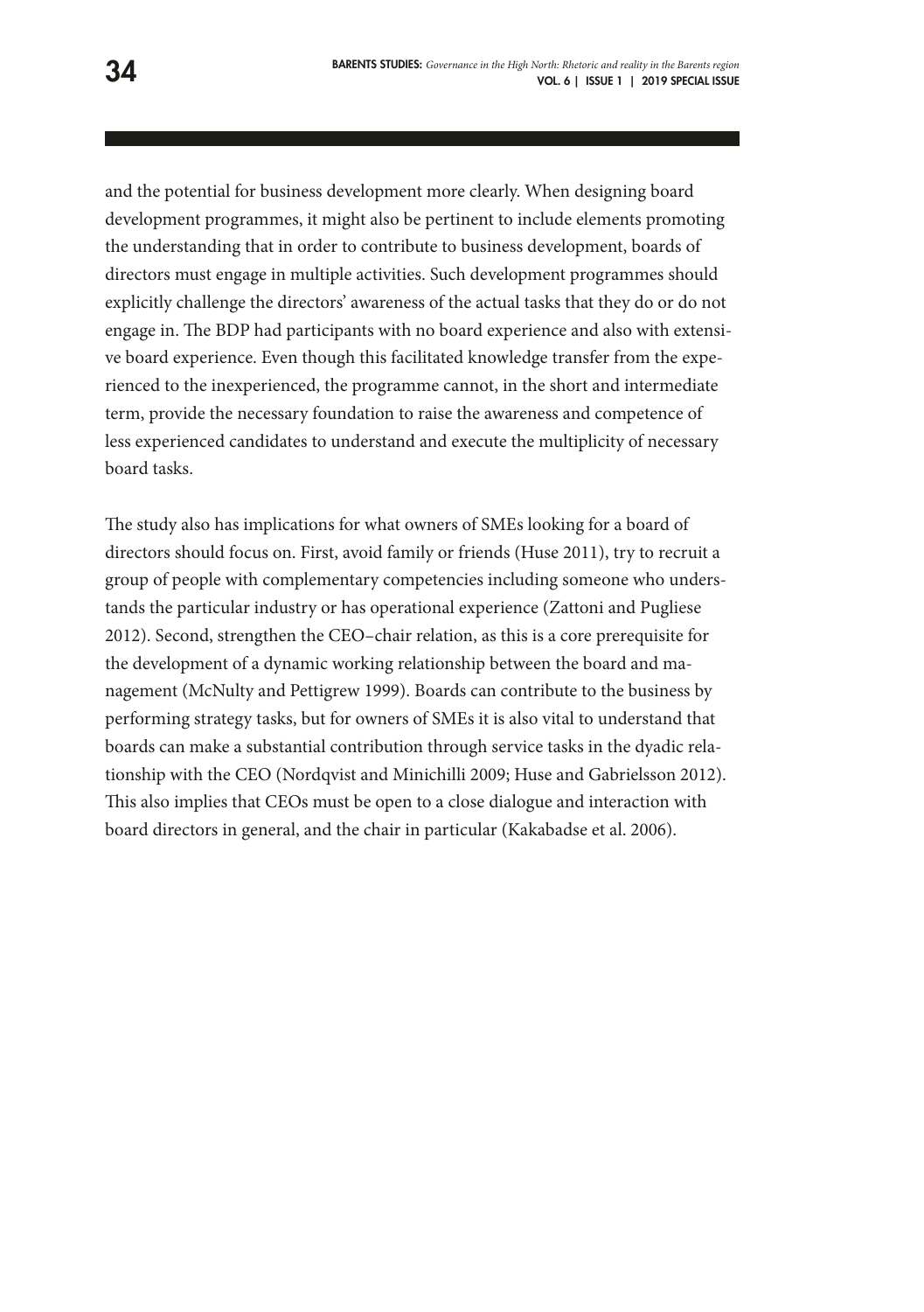and the potential for business development more clearly. When designing board development programmes, it might also be pertinent to include elements promoting the understanding that in order to contribute to business development, boards of directors must engage in multiple activities. Such development programmes should explicitly challenge the directors' awareness of the actual tasks that they do or do not engage in. The BDP had participants with no board experience and also with extensive board experience. Even though this facilitated knowledge transfer from the experienced to the inexperienced, the programme cannot, in the short and intermediate term, provide the necessary foundation to raise the awareness and competence of less experienced candidates to understand and execute the multiplicity of necessary board tasks.

The study also has implications for what owners of SMEs looking for a board of directors should focus on. First, avoid family or friends (Huse 2011), try to recruit a group of people with complementary competencies including someone who understands the particular industry or has operational experience (Zattoni and Pugliese 2012). Second, strengthen the CEO–chair relation, as this is a core prerequisite for the development of a dynamic working relationship between the board and management (McNulty and Pettigrew 1999). Boards can contribute to the business by performing strategy tasks, but for owners of SMEs it is also vital to understand that boards can make a substantial contribution through service tasks in the dyadic relationship with the CEO (Nordqvist and Minichilli 2009; Huse and Gabrielsson 2012). This also implies that CEOs must be open to a close dialogue and interaction with board directors in general, and the chair in particular (Kakabadse et al. 2006).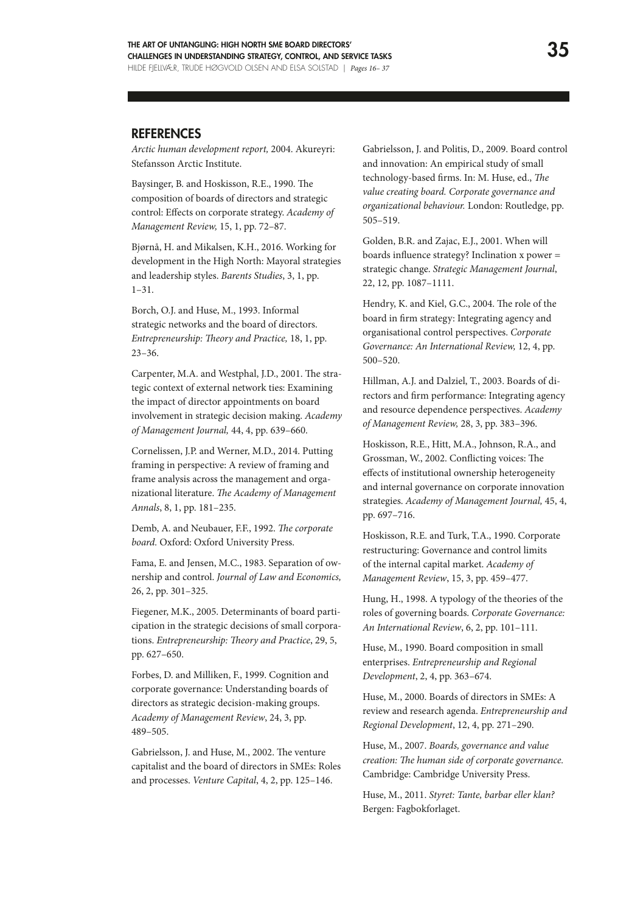## REFERENCES

*Arctic human development report,* 2004. Akureyri: Stefansson Arctic Institute.

Baysinger, B. and Hoskisson, R.E., 1990. The composition of boards of directors and strategic control: Effects on corporate strategy. *Academy of Management Review,* 15, 1, pp. 72–87.

Bjørnå, H. and Mikalsen, K.H., 2016. Working for development in the High North: Mayoral strategies and leadership styles. *Barents Studies*, 3, 1, pp. 1–31.

Borch, O.J. and Huse, M., 1993. Informal strategic networks and the board of directors. *Entrepreneurship: Theory and Practice,* 18, 1, pp. 23–36.

Carpenter, M.A. and Westphal, J.D., 2001. The strategic context of external network ties: Examining the impact of director appointments on board involvement in strategic decision making. *Academy of Management Journal,* 44, 4, pp. 639–660.

Cornelissen, J.P. and Werner, M.D., 2014. Putting framing in perspective: A review of framing and frame analysis across the management and organizational literature. *The Academy of Management Annals*, 8, 1, pp. 181–235.

Demb, A. and Neubauer, F.F., 1992. *The corporate board.* Oxford: Oxford University Press.

Fama, E. and Jensen, M.C., 1983. Separation of ownership and control. *Journal of Law and Economics,* 26, 2, pp. 301–325.

Fiegener, M.K., 2005. Determinants of board participation in the strategic decisions of small corporations. *Entrepreneurship: Theory and Practice*, 29, 5, pp. 627–650.

Forbes, D. and Milliken, F., 1999. Cognition and corporate governance: Understanding boards of directors as strategic decision-making groups. *Academy of Management Review*, 24, 3, pp. 489–505.

Gabrielsson, J. and Huse, M., 2002. The venture capitalist and the board of directors in SMEs: Roles and processes. *Venture Capital*, 4, 2, pp. 125–146.

Gabrielsson, J. and Politis, D., 2009. Board control and innovation: An empirical study of small technology-based firms. In: M. Huse, ed., *The value creating board. Corporate governance and organizational behaviour.* London: Routledge, pp. 505–519.

Golden, B.R. and Zajac, E.J., 2001. When will boards influence strategy? Inclination x power = strategic change. *Strategic Management Journal*, 22, 12, pp. 1087–1111.

Hendry, K. and Kiel, G.C., 2004. The role of the board in firm strategy: Integrating agency and organisational control perspectives. *Corporate Governance: An International Review,* 12, 4, pp. 500–520.

Hillman, A.J. and Dalziel, T., 2003. Boards of directors and firm performance: Integrating agency and resource dependence perspectives. *Academy of Management Review,* 28, 3, pp. 383–396.

Hoskisson, R.E., Hitt, M.A., Johnson, R.A., and Grossman, W., 2002. Conflicting voices: The effects of institutional ownership heterogeneity and internal governance on corporate innovation strategies. *Academy of Management Journal,* 45, 4, pp. 697–716.

Hoskisson, R.E. and Turk, T.A., 1990. Corporate restructuring: Governance and control limits of the internal capital market. *Academy of Management Review*, 15, 3, pp. 459–477.

Hung, H., 1998. A typology of the theories of the roles of governing boards. *Corporate Governance: An International Review*, 6, 2, pp. 101–111.

Huse, M., 1990. Board composition in small enterprises. *Entrepreneurship and Regional Development*, 2, 4, pp. 363–674.

Huse, M., 2000. Boards of directors in SMEs: A review and research agenda. *Entrepreneurship and Regional Development*, 12, 4, pp. 271–290.

Huse, M., 2007. *Boards, governance and value creation: The human side of corporate governance.* Cambridge: Cambridge University Press.

Huse, M., 2011. *Styret: Tante, barbar eller klan?* Bergen: Fagbokforlaget.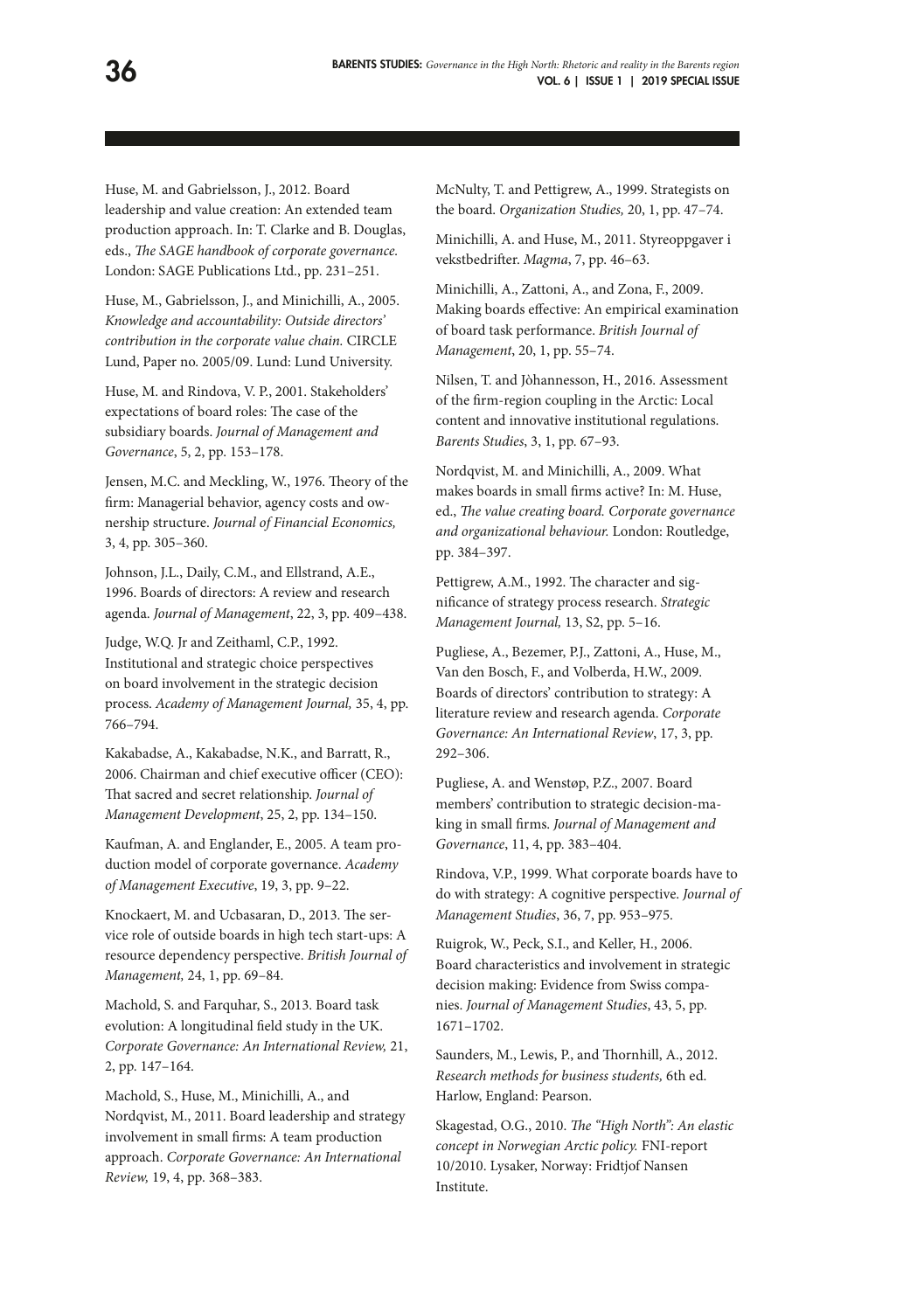Huse, M. and Gabrielsson, J., 2012. Board leadership and value creation: An extended team production approach. In: T. Clarke and B. Douglas, eds., *The SAGE handbook of corporate governance.* London: SAGE Publications Ltd., pp. 231–251.

Huse, M., Gabrielsson, J., and Minichilli, A., 2005. *Knowledge and accountability: Outside directors' contribution in the corporate value chain.* CIRCLE Lund, Paper no. 2005/09. Lund: Lund University.

Huse, M. and Rindova, V. P., 2001. Stakeholders' expectations of board roles: The case of the subsidiary boards. *Journal of Management and Governance*, 5, 2, pp. 153–178.

Jensen, M.C. and Meckling, W., 1976. Theory of the firm: Managerial behavior, agency costs and ownership structure. *Journal of Financial Economics,* 3, 4, pp. 305–360.

Johnson, J.L., Daily, C.M., and Ellstrand, A.E., 1996. Boards of directors: A review and research agenda. *Journal of Management*, 22, 3, pp. 409–438.

Judge, W.Q. Jr and Zeithaml, C.P., 1992. Institutional and strategic choice perspectives on board involvement in the strategic decision process. *Academy of Management Journal,* 35, 4, pp. 766–794.

Kakabadse, A., Kakabadse, N.K., and Barratt, R., 2006. Chairman and chief executive officer (CEO): That sacred and secret relationship. *Journal of Management Development*, 25, 2, pp. 134–150.

Kaufman, A. and Englander, E., 2005. A team production model of corporate governance. *Academy of Management Executive*, 19, 3, pp. 9–22.

Knockaert, M. and Ucbasaran, D., 2013. The service role of outside boards in high tech start-ups: A resource dependency perspective. *British Journal of Management,* 24, 1, pp. 69–84.

Machold, S. and Farquhar, S., 2013. Board task evolution: A longitudinal field study in the UK. *Corporate Governance: An International Review,* 21, 2, pp. 147–164.

Machold, S., Huse, M., Minichilli, A., and Nordqvist, M., 2011. Board leadership and strategy involvement in small firms: A team production approach. *Corporate Governance: An International Review,* 19, 4, pp. 368–383.

McNulty, T. and Pettigrew, A., 1999. Strategists on the board. *Organization Studies,* 20, 1, pp. 47–74.

Minichilli, A. and Huse, M., 2011. Styreoppgaver i vekstbedrifter. *Magma*, 7, pp. 46–63.

Minichilli, A., Zattoni, A., and Zona, F., 2009. Making boards effective: An empirical examination of board task performance. *British Journal of Management*, 20, 1, pp. 55–74.

Nilsen, T. and Jòhannesson, H., 2016. Assessment of the firm-region coupling in the Arctic: Local content and innovative institutional regulations. *Barents Studies*, 3, 1, pp. 67–93.

Nordqvist, M. and Minichilli, A., 2009. What makes boards in small firms active? In: M. Huse, ed., *The value creating board. Corporate governance and organizational behaviour.* London: Routledge, pp. 384–397.

Pettigrew, A.M., 1992. The character and significance of strategy process research. *Strategic Management Journal,* 13, S2, pp. 5–16.

Pugliese, A., Bezemer, P.J., Zattoni, A., Huse, M., Van den Bosch, F., and Volberda, H.W., 2009. Boards of directors' contribution to strategy: A literature review and research agenda. *Corporate Governance: An International Review*, 17, 3, pp. 292–306.

Pugliese, A. and Wenstøp, P.Z., 2007. Board members' contribution to strategic decision-making in small firms. *Journal of Management and Governance*, 11, 4, pp. 383–404.

Rindova, V.P., 1999. What corporate boards have to do with strategy: A cognitive perspective. *Journal of Management Studies*, 36, 7, pp. 953–975.

Ruigrok, W., Peck, S.I., and Keller, H., 2006. Board characteristics and involvement in strategic decision making: Evidence from Swiss companies. *Journal of Management Studies*, 43, 5, pp. 1671–1702.

Saunders, M., Lewis, P., and Thornhill, A., 2012. *Research methods for business students,* 6th ed. Harlow, England: Pearson.

Skagestad, O.G., 2010. *The "High North": An elastic concept in Norwegian Arctic policy.* FNI-report 10/2010. Lysaker, Norway: Fridtjof Nansen Institute.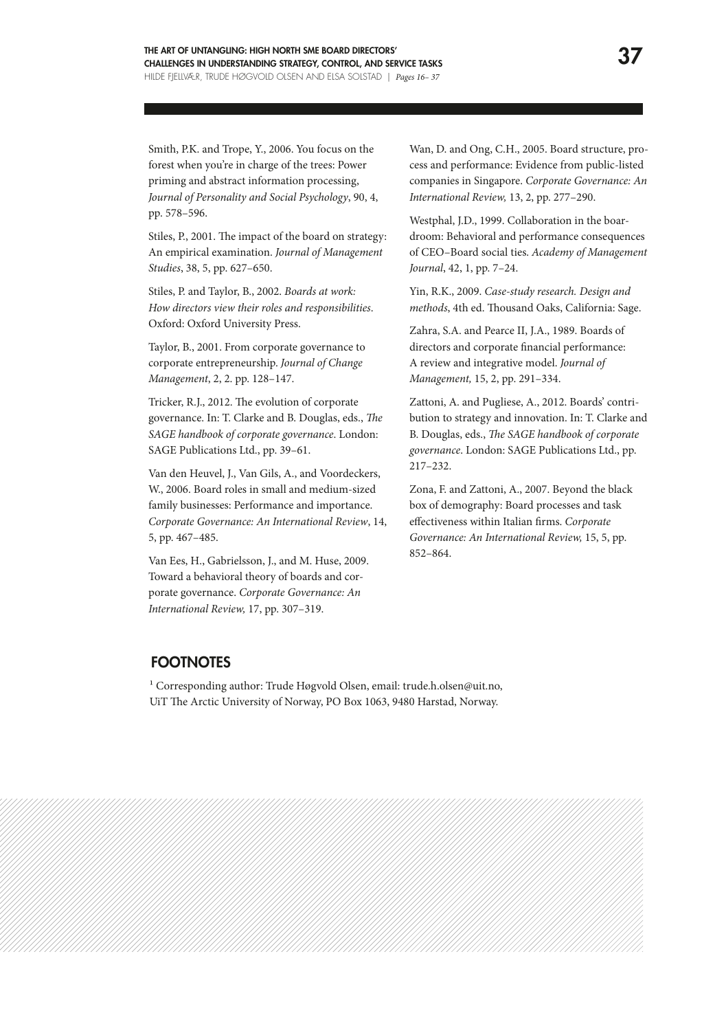Smith, P.K. and Trope, Y., 2006. You focus on the forest when you're in charge of the trees: Power priming and abstract information processing, *Journal of Personality and Social Psychology*, 90, 4, pp. 578–596.

Stiles, P., 2001. The impact of the board on strategy: An empirical examination. *Journal of Management Studies*, 38, 5, pp. 627–650.

Stiles, P. and Taylor, B., 2002. *Boards at work: How directors view their roles and responsibilities*. Oxford: Oxford University Press.

Taylor, B., 2001. From corporate governance to corporate entrepreneurship. *Journal of Change Management*, 2, 2. pp. 128–147.

Tricker, R.J., 2012. The evolution of corporate governance. In: T. Clarke and B. Douglas, eds., *The SAGE handbook of corporate governance*. London: SAGE Publications Ltd., pp. 39–61.

Van den Heuvel, J., Van Gils, A., and Voordeckers, W., 2006. Board roles in small and medium-sized family businesses: Performance and importance. *Corporate Governance: An International Review*, 14, 5, pp. 467–485.

Van Ees, H., Gabrielsson, J., and M. Huse, 2009. Toward a behavioral theory of boards and corporate governance. *Corporate Governance: An International Review,* 17, pp. 307–319.

Wan, D. and Ong, C.H., 2005. Board structure, process and performance: Evidence from public-listed companies in Singapore. *Corporate Governance: An International Review,* 13, 2, pp. 277–290.

Westphal, J.D., 1999. Collaboration in the boardroom: Behavioral and performance consequences of CEO–Board social ties. *Academy of Management Journal*, 42, 1, pp. 7–24.

Yin, R.K., 2009. *Case-study research. Design and methods*, 4th ed. Thousand Oaks, California: Sage.

Zahra, S.A. and Pearce II, J.A., 1989. Boards of directors and corporate financial performance: A review and integrative model. *Journal of Management,* 15, 2, pp. 291–334.

Zattoni, A. and Pugliese, A., 2012. Boards' contribution to strategy and innovation. In: T. Clarke and B. Douglas, eds., *The SAGE handbook of corporate governance*. London: SAGE Publications Ltd., pp. 217–232.

Zona, F. and Zattoni, A., 2007. Beyond the black box of demography: Board processes and task effectiveness within Italian firms. *Corporate Governance: An International Review,* 15, 5, pp. 852–864.

## FOOTNOTES

[1] Corresponding author: Trude Høgvold Olsen, email: trude.h.olsen@uit.no, UiT The Arctic University of Norway, PO Box 1063, 9480 Harstad, Norway.